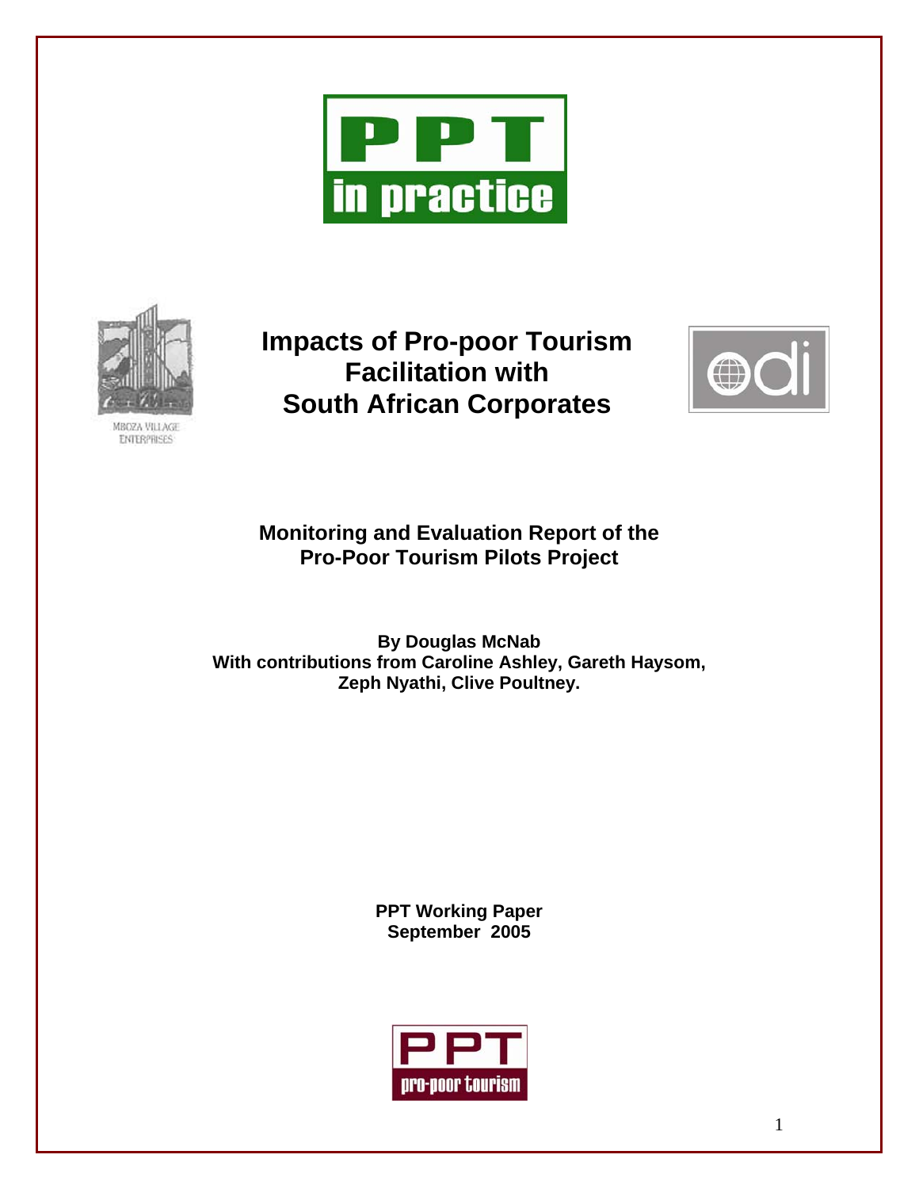PPT in practice

MBOZA VILLAGE ENTERPRISES

# Impacts of Pro-poor Tourism Facilitation with South African Corporates

odi

## Monitoring and Evaluation Report of the Pro-Poor Tourism Pilots Project

**By Douglas McNab**
**With contributions from Caroline Ashley, Gareth Haysom, Zeph Nyathi, Clive Poultney.**

**PPT Working Paper**
**September 2005**

PPT pro-poor tourism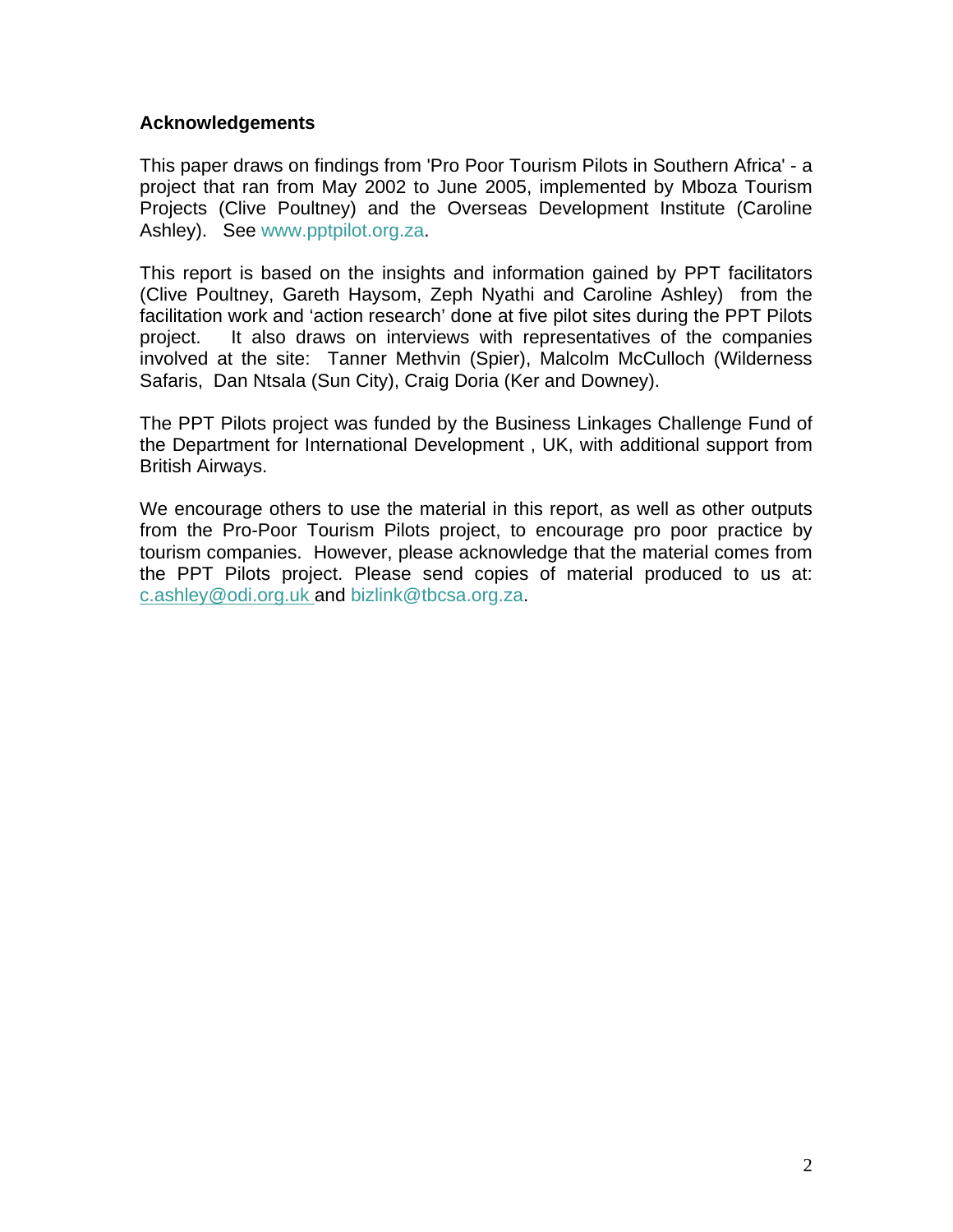**Acknowledgements**

This paper draws on findings from 'Pro Poor Tourism Pilots in Southern Africa' - a project that ran from May 2002 to June 2005, implemented by Mboza Tourism Projects (Clive Poultney) and the Overseas Development Institute (Caroline Ashley). See www.pptpilot.org.za.

This report is based on the insights and information gained by PPT facilitators (Clive Poultney, Gareth Haysom, Zeph Nyathi and Caroline Ashley) from the facilitation work and 'action research' done at five pilot sites during the PPT Pilots project. It also draws on interviews with representatives of the companies involved at the site: Tanner Methvin (Spier), Malcolm McCulloch (Wilderness Safaris, Dan Ntsala (Sun City), Craig Doria (Ker and Downey).

The PPT Pilots project was funded by the Business Linkages Challenge Fund of the Department for International Development , UK, with additional support from British Airways.

We encourage others to use the material in this report, as well as other outputs from the Pro-Poor Tourism Pilots project, to encourage pro poor practice by tourism companies. However, please acknowledge that the material comes from the PPT Pilots project. Please send copies of material produced to us at: c.ashley@odi.org.uk and bizlink@tbcsa.org.za.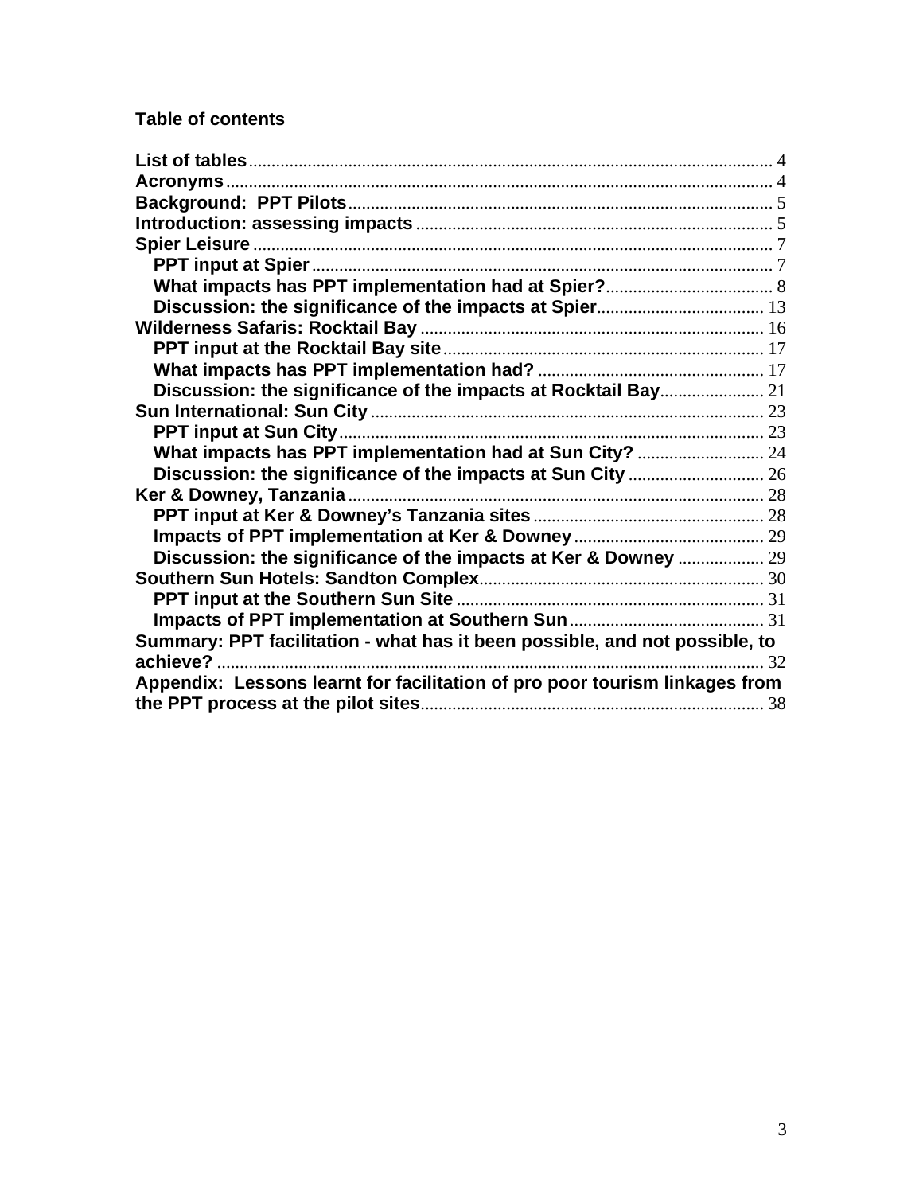**Table of contents**

**List of tables** .................................................................................................................. 4
**Acronyms** ......................................................................................................................... 4
**Background: PPT Pilots** ............................................................................................. 5
**Introduction: assessing impacts** .............................................................................. 5
**Spier Leisure** .................................................................................................................. 7
  **PPT input at Spier** ..................................................................................................... 7
  **What impacts has PPT implementation had at Spier?** ..................................... 8
  **Discussion: the significance of the impacts at Spier** ..................................... 13
**Wilderness Safaris: Rocktail Bay** ............................................................................. 16
  **PPT input at the Rocktail Bay site** ........................................................................ 17
  **What impacts has PPT implementation had?** .................................................. 17
  **Discussion: the significance of the impacts at Rocktail Bay** ....................... 21
**Sun International: Sun City** ...................................................................................... 23
  **PPT input at Sun City** ............................................................................................. 23
  **What impacts has PPT implementation had at Sun City?** ............................. 24
  **Discussion: the significance of the impacts at Sun City** ............................... 26
**Ker & Downey, Tanzania** ............................................................................................ 28
  **PPT input at Ker & Downey's Tanzania sites** .................................................... 28
  **Impacts of PPT implementation at Ker & Downey** .......................................... 29
  **Discussion: the significance of the impacts at Ker & Downey** ................... 29
**Southern Sun Hotels: Sandton Complex** ................................................................ 30
  **PPT input at the Southern Sun Site** ..................................................................... 31
  **Impacts of PPT implementation at Southern Sun** ........................................... 31
**Summary: PPT facilitation - what has it been possible, and not possible, to achieve?** ......................................................................................................................... 32
**Appendix: Lessons learnt for facilitation of pro poor tourism linkages from the PPT process at the pilot sites** ............................................................................ 38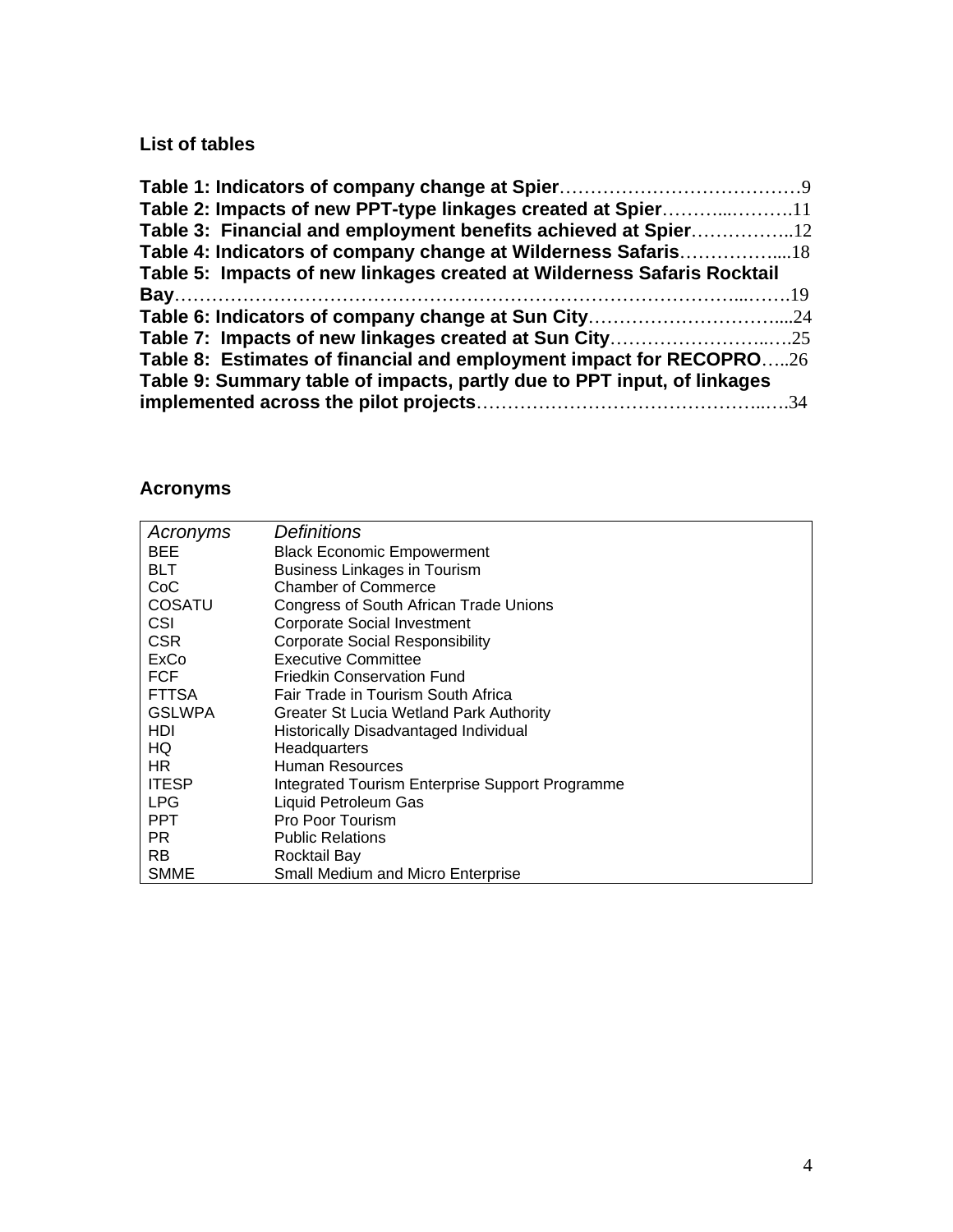## List of tables

**Table 1: Indicators of company change at Spier**…………………………………9
**Table 2: Impacts of new PPT-type linkages created at Spier**………...……….11
**Table 3: Financial and employment benefits achieved at Spier**……………..12
**Table 4: Indicators of company change at Wilderness Safaris**……………....18
**Table 5: Impacts of new linkages created at Wilderness Safaris Rocktail Bay**…………………………………………………………………………...…….19
**Table 6: Indicators of company change at Sun City**…………………………....24
**Table 7: Impacts of new linkages created at Sun City**……………………..….25
**Table 8: Estimates of financial and employment impact for RECOPRO**…..26
**Table 9: Summary table of impacts, partly due to PPT input, of linkages implemented across the pilot projects**……………………………………..….34

## Acronyms

| *Acronyms* | *Definitions* |
|---|---|
| BEE | Black Economic Empowerment |
| BLT | Business Linkages in Tourism |
| CoC | Chamber of Commerce |
| COSATU | Congress of South African Trade Unions |
| CSI | Corporate Social Investment |
| CSR | Corporate Social Responsibility |
| ExCo | Executive Committee |
| FCF | Friedkin Conservation Fund |
| FTTSA | Fair Trade in Tourism South Africa |
| GSLWPA | Greater St Lucia Wetland Park Authority |
| HDI | Historically Disadvantaged Individual |
| HQ | Headquarters |
| HR | Human Resources |
| ITESP | Integrated Tourism Enterprise Support Programme |
| LPG | Liquid Petroleum Gas |
| PPT | Pro Poor Tourism |
| PR | Public Relations |
| RB | Rocktail Bay |
| SMME | Small Medium and Micro Enterprise |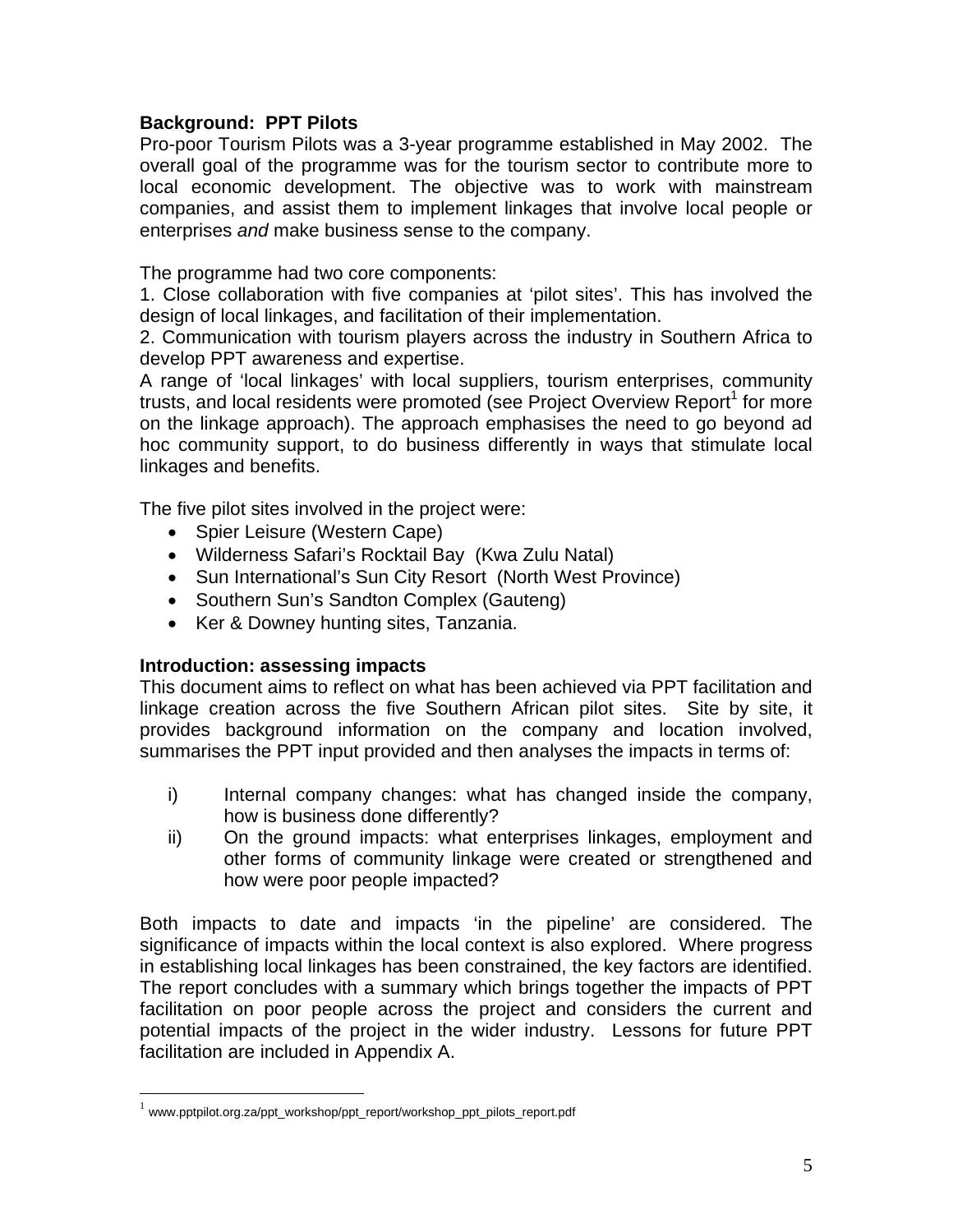## Background: PPT Pilots

Pro-poor Tourism Pilots was a 3-year programme established in May 2002. The overall goal of the programme was for the tourism sector to contribute more to local economic development. The objective was to work with mainstream companies, and assist them to implement linkages that involve local people or enterprises *and* make business sense to the company.

The programme had two core components:

1. Close collaboration with five companies at 'pilot sites'. This has involved the design of local linkages, and facilitation of their implementation.
2. Communication with tourism players across the industry in Southern Africa to develop PPT awareness and expertise.

A range of 'local linkages' with local suppliers, tourism enterprises, community trusts, and local residents were promoted (see Project Overview Report[1] for more on the linkage approach). The approach emphasises the need to go beyond ad hoc community support, to do business differently in ways that stimulate local linkages and benefits.

The five pilot sites involved in the project were:

- Spier Leisure (Western Cape)
- Wilderness Safari's Rocktail Bay (Kwa Zulu Natal)
- Sun International's Sun City Resort (North West Province)
- Southern Sun's Sandton Complex (Gauteng)
- Ker & Downey hunting sites, Tanzania.

## Introduction: assessing impacts

This document aims to reflect on what has been achieved via PPT facilitation and linkage creation across the five Southern African pilot sites. Site by site, it provides background information on the company and location involved, summarises the PPT input provided and then analyses the impacts in terms of:

i) Internal company changes: what has changed inside the company, how is business done differently?

ii) On the ground impacts: what enterprises linkages, employment and other forms of community linkage were created or strengthened and how were poor people impacted?

Both impacts to date and impacts 'in the pipeline' are considered. The significance of impacts within the local context is also explored. Where progress in establishing local linkages has been constrained, the key factors are identified. The report concludes with a summary which brings together the impacts of PPT facilitation on poor people across the project and considers the current and potential impacts of the project in the wider industry. Lessons for future PPT facilitation are included in Appendix A.

[1] www.pptpilot.org.za/ppt_workshop/ppt_report/workshop_ppt_pilots_report.pdf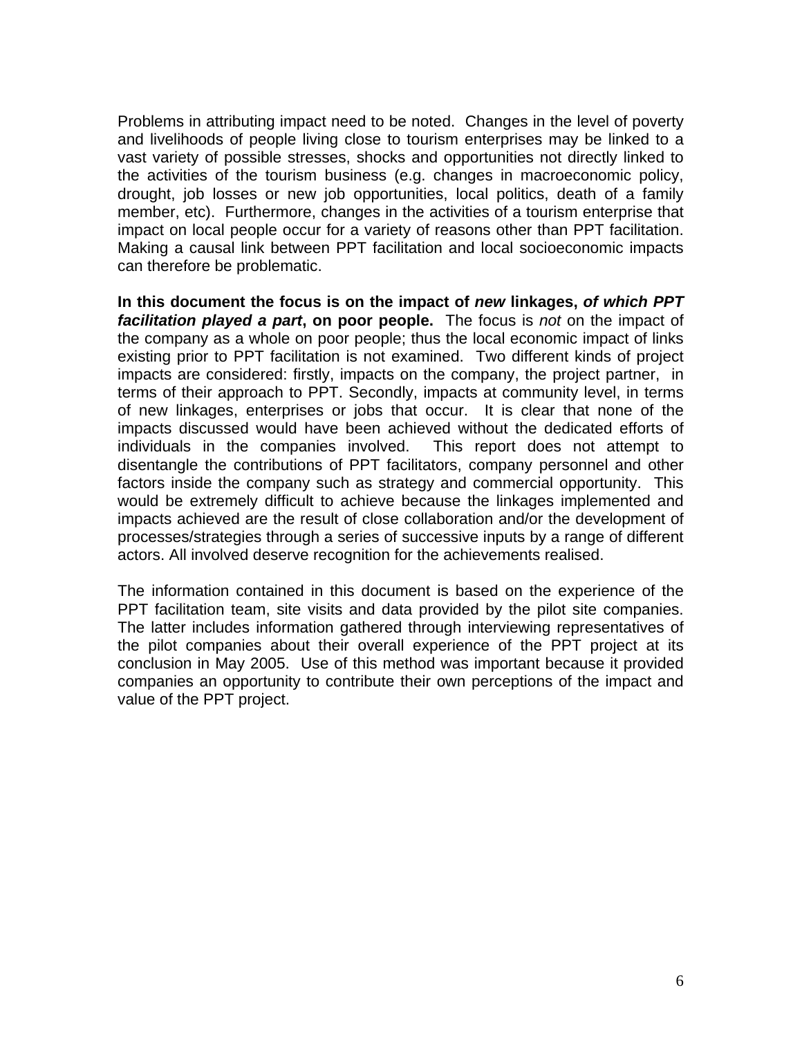Problems in attributing impact need to be noted. Changes in the level of poverty and livelihoods of people living close to tourism enterprises may be linked to a vast variety of possible stresses, shocks and opportunities not directly linked to the activities of the tourism business (e.g. changes in macroeconomic policy, drought, job losses or new job opportunities, local politics, death of a family member, etc). Furthermore, changes in the activities of a tourism enterprise that impact on local people occur for a variety of reasons other than PPT facilitation. Making a causal link between PPT facilitation and local socioeconomic impacts can therefore be problematic.

**In this document the focus is on the impact of *new* linkages, *of which PPT facilitation played a part*, on poor people.** The focus is *not* on the impact of the company as a whole on poor people; thus the local economic impact of links existing prior to PPT facilitation is not examined. Two different kinds of project impacts are considered: firstly, impacts on the company, the project partner, in terms of their approach to PPT. Secondly, impacts at community level, in terms of new linkages, enterprises or jobs that occur. It is clear that none of the impacts discussed would have been achieved without the dedicated efforts of individuals in the companies involved. This report does not attempt to disentangle the contributions of PPT facilitators, company personnel and other factors inside the company such as strategy and commercial opportunity. This would be extremely difficult to achieve because the linkages implemented and impacts achieved are the result of close collaboration and/or the development of processes/strategies through a series of successive inputs by a range of different actors. All involved deserve recognition for the achievements realised.

The information contained in this document is based on the experience of the PPT facilitation team, site visits and data provided by the pilot site companies. The latter includes information gathered through interviewing representatives of the pilot companies about their overall experience of the PPT project at its conclusion in May 2005. Use of this method was important because it provided companies an opportunity to contribute their own perceptions of the impact and value of the PPT project.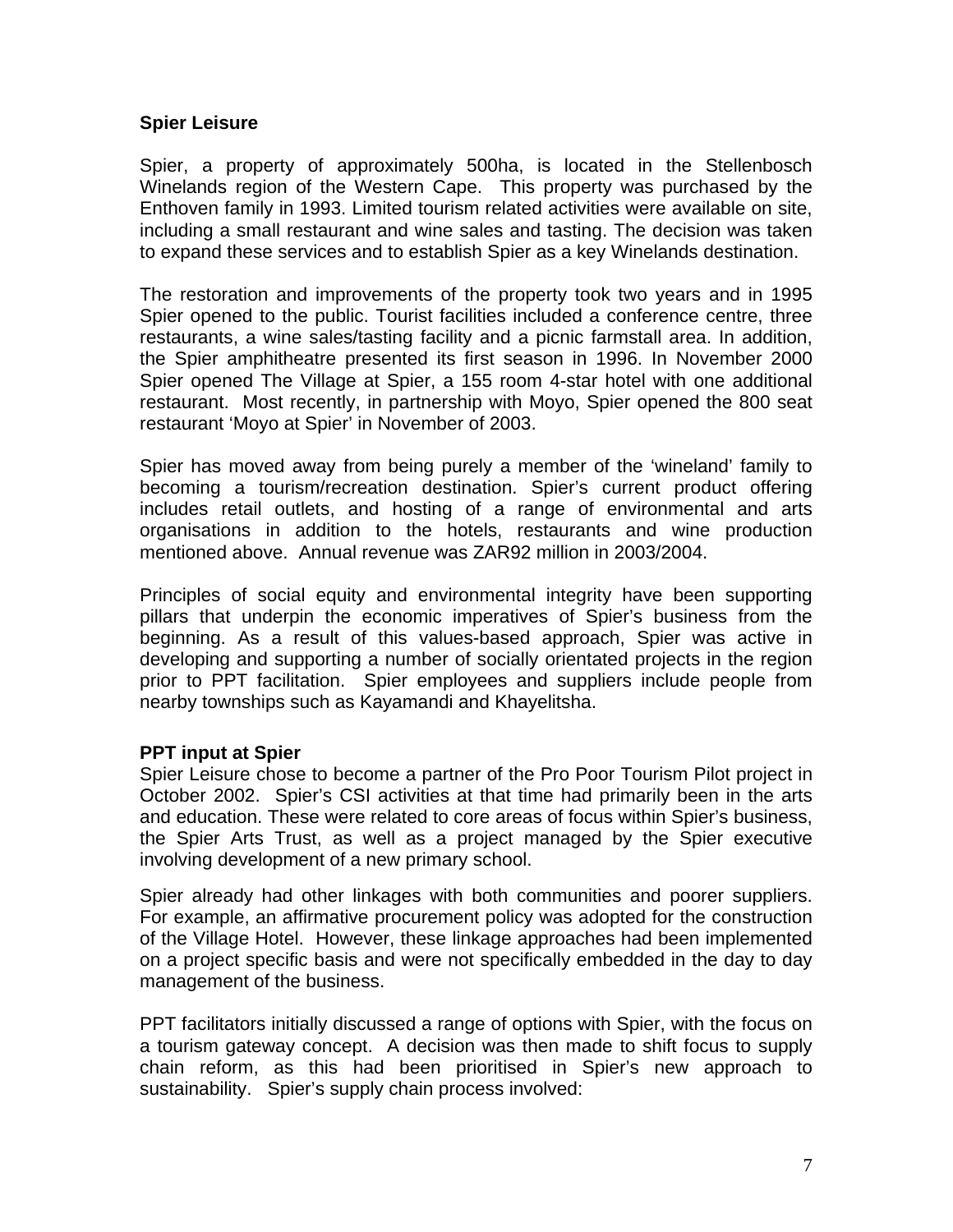**Spier Leisure**

Spier, a property of approximately 500ha, is located in the Stellenbosch Winelands region of the Western Cape. This property was purchased by the Enthoven family in 1993. Limited tourism related activities were available on site, including a small restaurant and wine sales and tasting. The decision was taken to expand these services and to establish Spier as a key Winelands destination.

The restoration and improvements of the property took two years and in 1995 Spier opened to the public. Tourist facilities included a conference centre, three restaurants, a wine sales/tasting facility and a picnic farmstall area. In addition, the Spier amphitheatre presented its first season in 1996. In November 2000 Spier opened The Village at Spier, a 155 room 4-star hotel with one additional restaurant. Most recently, in partnership with Moyo, Spier opened the 800 seat restaurant 'Moyo at Spier' in November of 2003.

Spier has moved away from being purely a member of the 'wineland' family to becoming a tourism/recreation destination. Spier's current product offering includes retail outlets, and hosting of a range of environmental and arts organisations in addition to the hotels, restaurants and wine production mentioned above. Annual revenue was ZAR92 million in 2003/2004.

Principles of social equity and environmental integrity have been supporting pillars that underpin the economic imperatives of Spier's business from the beginning. As a result of this values-based approach, Spier was active in developing and supporting a number of socially orientated projects in the region prior to PPT facilitation. Spier employees and suppliers include people from nearby townships such as Kayamandi and Khayelitsha.

**PPT input at Spier**

Spier Leisure chose to become a partner of the Pro Poor Tourism Pilot project in October 2002. Spier's CSI activities at that time had primarily been in the arts and education. These were related to core areas of focus within Spier's business, the Spier Arts Trust, as well as a project managed by the Spier executive involving development of a new primary school.

Spier already had other linkages with both communities and poorer suppliers. For example, an affirmative procurement policy was adopted for the construction of the Village Hotel. However, these linkage approaches had been implemented on a project specific basis and were not specifically embedded in the day to day management of the business.

PPT facilitators initially discussed a range of options with Spier, with the focus on a tourism gateway concept. A decision was then made to shift focus to supply chain reform, as this had been prioritised in Spier's new approach to sustainability. Spier's supply chain process involved: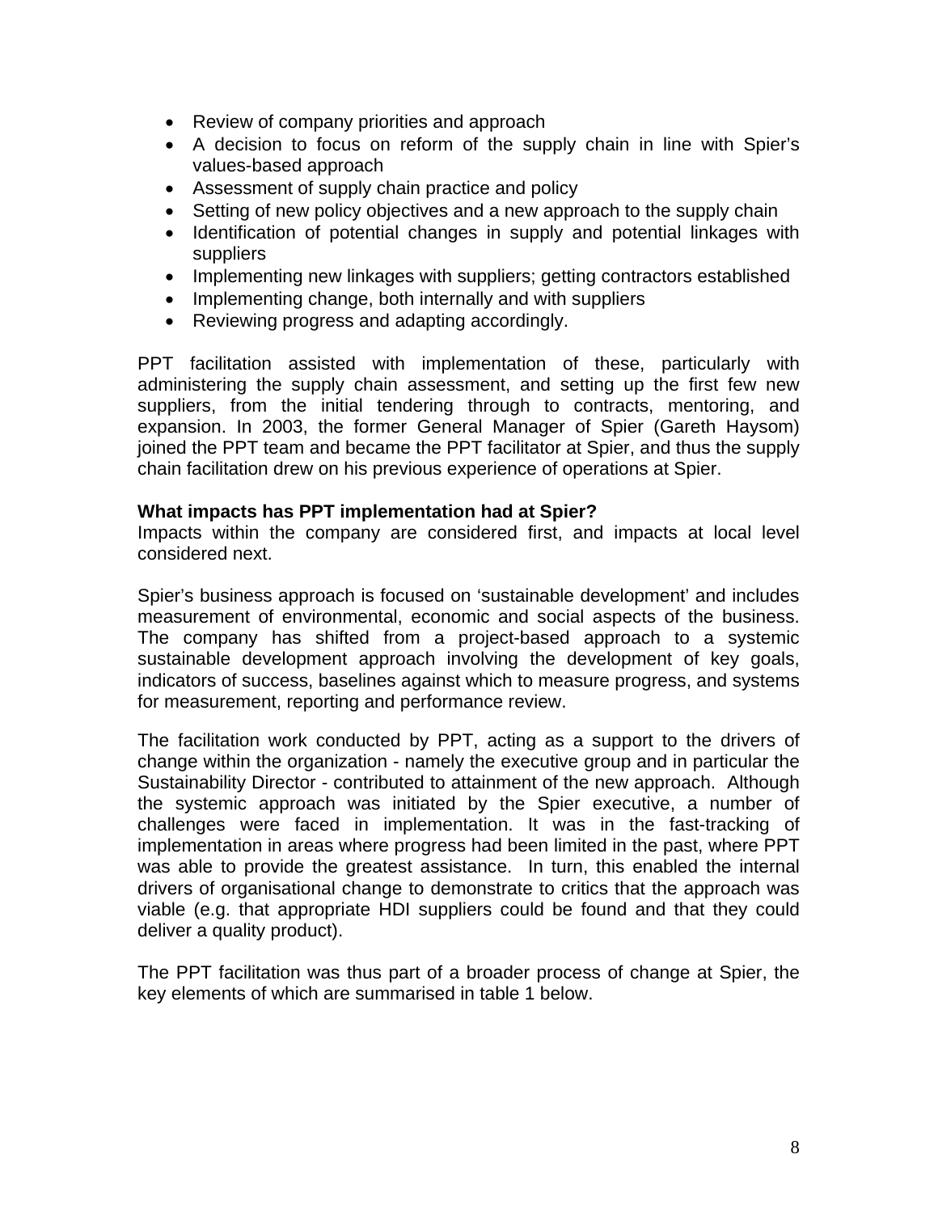- Review of company priorities and approach
- A decision to focus on reform of the supply chain in line with Spier's values-based approach
- Assessment of supply chain practice and policy
- Setting of new policy objectives and a new approach to the supply chain
- Identification of potential changes in supply and potential linkages with suppliers
- Implementing new linkages with suppliers; getting contractors established
- Implementing change, both internally and with suppliers
- Reviewing progress and adapting accordingly.

PPT facilitation assisted with implementation of these, particularly with administering the supply chain assessment, and setting up the first few new suppliers, from the initial tendering through to contracts, mentoring, and expansion. In 2003, the former General Manager of Spier (Gareth Haysom) joined the PPT team and became the PPT facilitator at Spier, and thus the supply chain facilitation drew on his previous experience of operations at Spier.

**What impacts has PPT implementation had at Spier?**
Impacts within the company are considered first, and impacts at local level considered next.

Spier's business approach is focused on 'sustainable development' and includes measurement of environmental, economic and social aspects of the business. The company has shifted from a project-based approach to a systemic sustainable development approach involving the development of key goals, indicators of success, baselines against which to measure progress, and systems for measurement, reporting and performance review.

The facilitation work conducted by PPT, acting as a support to the drivers of change within the organization - namely the executive group and in particular the Sustainability Director - contributed to attainment of the new approach. Although the systemic approach was initiated by the Spier executive, a number of challenges were faced in implementation. It was in the fast-tracking of implementation in areas where progress had been limited in the past, where PPT was able to provide the greatest assistance. In turn, this enabled the internal drivers of organisational change to demonstrate to critics that the approach was viable (e.g. that appropriate HDI suppliers could be found and that they could deliver a quality product).

The PPT facilitation was thus part of a broader process of change at Spier, the key elements of which are summarised in table 1 below.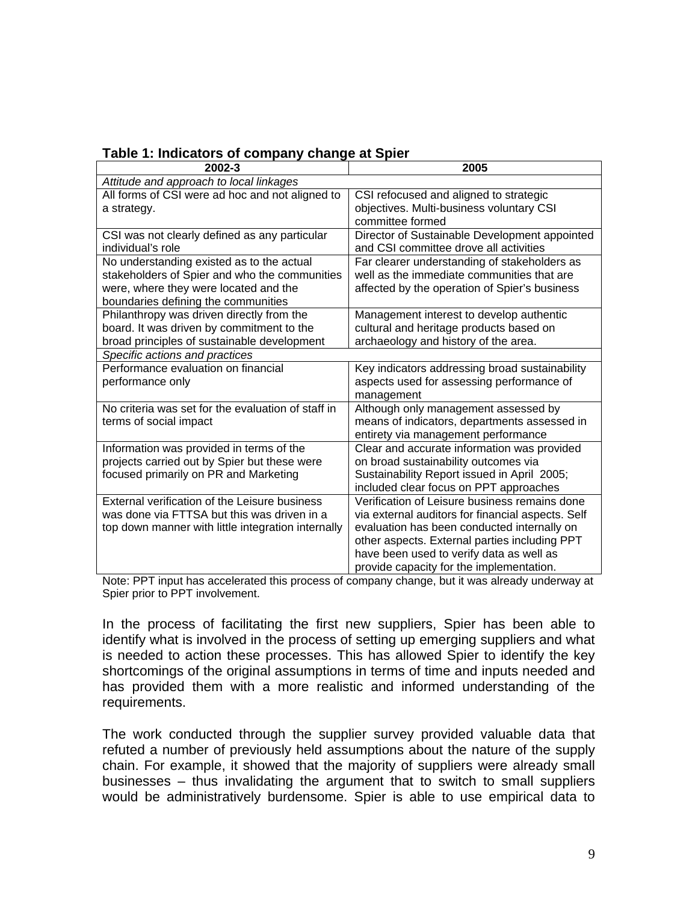**Table 1: Indicators of company change at Spier**

| 2002-3 | 2005 |
|---|---|
| *Attitude and approach to local linkages* | |
| All forms of CSI were ad hoc and not aligned to a strategy. | CSI refocused and aligned to strategic objectives. Multi-business voluntary CSI committee formed |
| CSI was not clearly defined as any particular individual's role | Director of Sustainable Development appointed and CSI committee drove all activities |
| No understanding existed as to the actual stakeholders of Spier and who the communities were, where they were located and the boundaries defining the communities | Far clearer understanding of stakeholders as well as the immediate communities that are affected by the operation of Spier's business |
| Philanthropy was driven directly from the board. It was driven by commitment to the broad principles of sustainable development | Management interest to develop authentic cultural and heritage products based on archaeology and history of the area. |
| *Specific actions and practices* | |
| Performance evaluation on financial performance only | Key indicators addressing broad sustainability aspects used for assessing performance of management |
| No criteria was set for the evaluation of staff in terms of social impact | Although only management assessed by means of indicators, departments assessed in entirety via management performance |
| Information was provided in terms of the projects carried out by Spier but these were focused primarily on PR and Marketing | Clear and accurate information was provided on broad sustainability outcomes via Sustainability Report issued in April 2005; included clear focus on PPT approaches |
| External verification of the Leisure business was done via FTTSA but this was driven in a top down manner with little integration internally | Verification of Leisure business remains done via external auditors for financial aspects. Self evaluation has been conducted internally on other aspects. External parties including PPT have been used to verify data as well as provide capacity for the implementation. |

Note: PPT input has accelerated this process of company change, but it was already underway at Spier prior to PPT involvement.

In the process of facilitating the first new suppliers, Spier has been able to identify what is involved in the process of setting up emerging suppliers and what is needed to action these processes. This has allowed Spier to identify the key shortcomings of the original assumptions in terms of time and inputs needed and has provided them with a more realistic and informed understanding of the requirements.

The work conducted through the supplier survey provided valuable data that refuted a number of previously held assumptions about the nature of the supply chain. For example, it showed that the majority of suppliers were already small businesses – thus invalidating the argument that to switch to small suppliers would be administratively burdensome. Spier is able to use empirical data to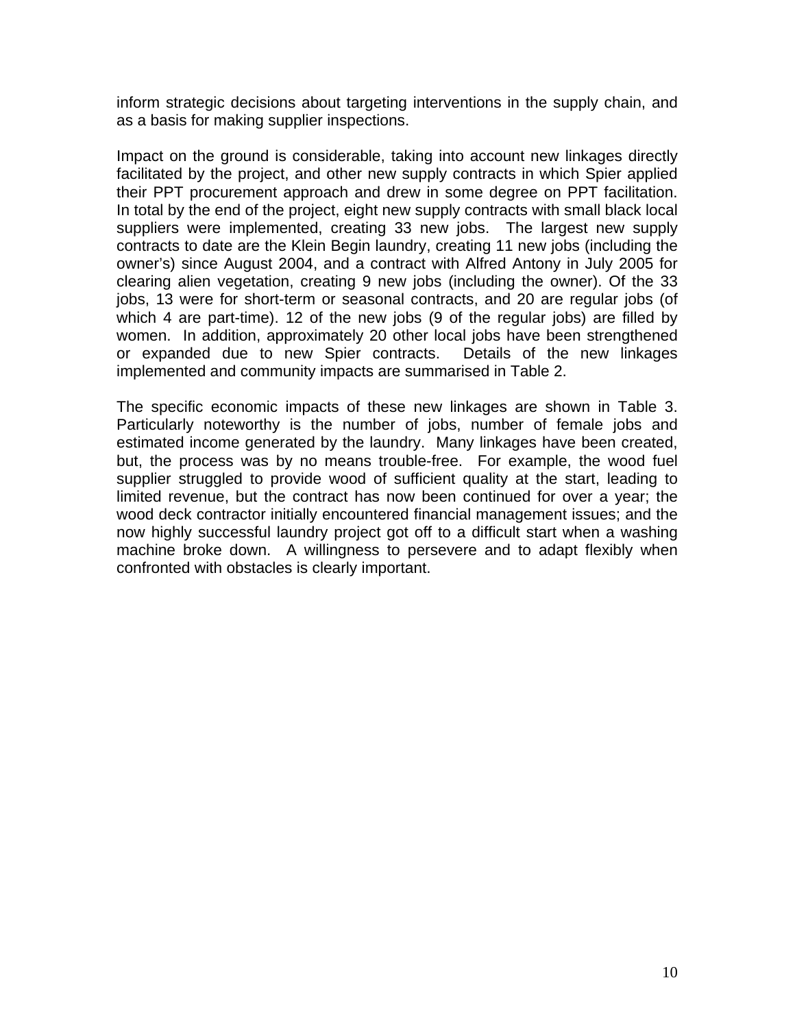inform strategic decisions about targeting interventions in the supply chain, and as a basis for making supplier inspections.

Impact on the ground is considerable, taking into account new linkages directly facilitated by the project, and other new supply contracts in which Spier applied their PPT procurement approach and drew in some degree on PPT facilitation. In total by the end of the project, eight new supply contracts with small black local suppliers were implemented, creating 33 new jobs. The largest new supply contracts to date are the Klein Begin laundry, creating 11 new jobs (including the owner's) since August 2004, and a contract with Alfred Antony in July 2005 for clearing alien vegetation, creating 9 new jobs (including the owner). Of the 33 jobs, 13 were for short-term or seasonal contracts, and 20 are regular jobs (of which 4 are part-time). 12 of the new jobs (9 of the regular jobs) are filled by women. In addition, approximately 20 other local jobs have been strengthened or expanded due to new Spier contracts. Details of the new linkages implemented and community impacts are summarised in Table 2.

The specific economic impacts of these new linkages are shown in Table 3. Particularly noteworthy is the number of jobs, number of female jobs and estimated income generated by the laundry. Many linkages have been created, but, the process was by no means trouble-free. For example, the wood fuel supplier struggled to provide wood of sufficient quality at the start, leading to limited revenue, but the contract has now been continued for over a year; the wood deck contractor initially encountered financial management issues; and the now highly successful laundry project got off to a difficult start when a washing machine broke down. A willingness to persevere and to adapt flexibly when confronted with obstacles is clearly important.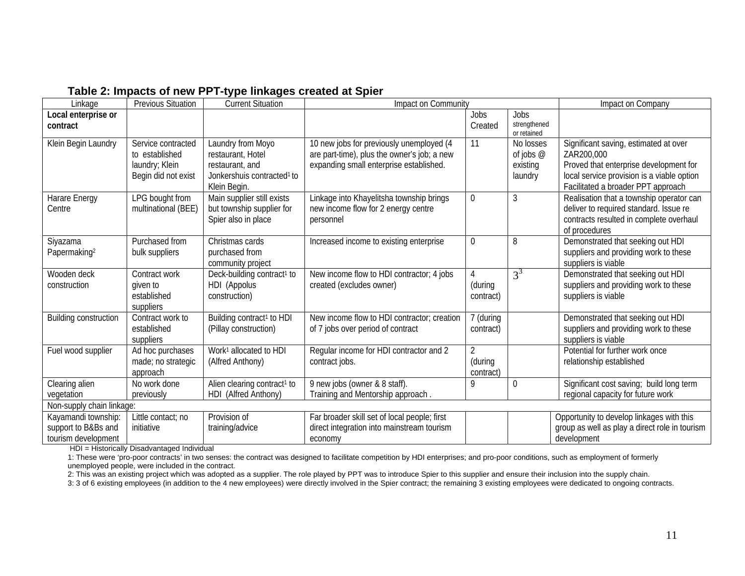### Table 2: Impacts of new PPT-type linkages created at Spier

| Linkage | Previous Situation | Current Situation | Impact on Community | | | Impact on Company |
|---|---|---|---|---|---|---|
| **Local enterprise or contract** | | | | Jobs Created | Jobs strengthened or retained | |
| Klein Begin Laundry | Service contracted to established laundry; Klein Begin did not exist | Laundry from Moyo restaurant, Hotel restaurant, and Jonkershuis contracted[1] to Klein Begin. | 10 new jobs for previously unemployed (4 are part-time), plus the owner's job; a new expanding small enterprise established. | 11 | No losses of jobs @ existing laundry | Significant saving, estimated at over ZAR200,000<br>Proved that enterprise development for local service provision is a viable option<br>Facilitated a broader PPT approach |
| Harare Energy Centre | LPG bought from multinational (BEE) | Main supplier still exists but township supplier for Spier also in place | Linkage into Khayelitsha township brings new income flow for 2 energy centre personnel | 0 | 3 | Realisation that a township operator can deliver to required standard. Issue re contracts resulted in complete overhaul of procedures |
| Siyazama Papermaking[2] | Purchased from bulk suppliers | Christmas cards purchased from community project | Increased income to existing enterprise | 0 | 8 | Demonstrated that seeking out HDI suppliers and providing work to these suppliers is viable |
| Wooden deck construction | Contract work given to established suppliers | Deck-building contract[1] to HDI (Appolus construction) | New income flow to HDI contractor; 4 jobs created (excludes owner) | 4 (during contract) | 3[3] | Demonstrated that seeking out HDI suppliers and providing work to these suppliers is viable |
| Building construction | Contract work to established suppliers | Building contract[1] to HDI (Pillay construction) | New income flow to HDI contractor; creation of 7 jobs over period of contract | 7 (during contract) | | Demonstrated that seeking out HDI suppliers and providing work to these suppliers is viable |
| Fuel wood supplier | Ad hoc purchases made; no strategic approach | Work[1] allocated to HDI (Alfred Anthony) | Regular income for HDI contractor and 2 contract jobs. | 2 (during contract) | | Potential for further work once relationship established |
| Clearing alien vegetation | No work done previously | Alien clearing contract[1] to HDI (Alfred Anthony) | 9 new jobs (owner & 8 staff).<br>Training and Mentorship approach . | 9 | 0 | Significant cost saving; build long term regional capacity for future work |
| Non-supply chain linkage: | | | | | | |
| Kayamandi township: support to B&Bs and tourism development | Little contact; no initiative | Provision of training/advice | Far broader skill set of local people; first direct integration into mainstream tourism economy | | | Opportunity to develop linkages with this group as well as play a direct role in tourism development |

HDI = Historically Disadvantaged Individual

1: These were 'pro-poor contracts' in two senses: the contract was designed to facilitate competition by HDI enterprises; and pro-poor conditions, such as employment of formerly unemployed people, were included in the contract.

2: This was an existing project which was adopted as a supplier. The role played by PPT was to introduce Spier to this supplier and ensure their inclusion into the supply chain.

3: 3 of 6 existing employees (in addition to the 4 new employees) were directly involved in the Spier contract; the remaining 3 existing employees were dedicated to ongoing contracts.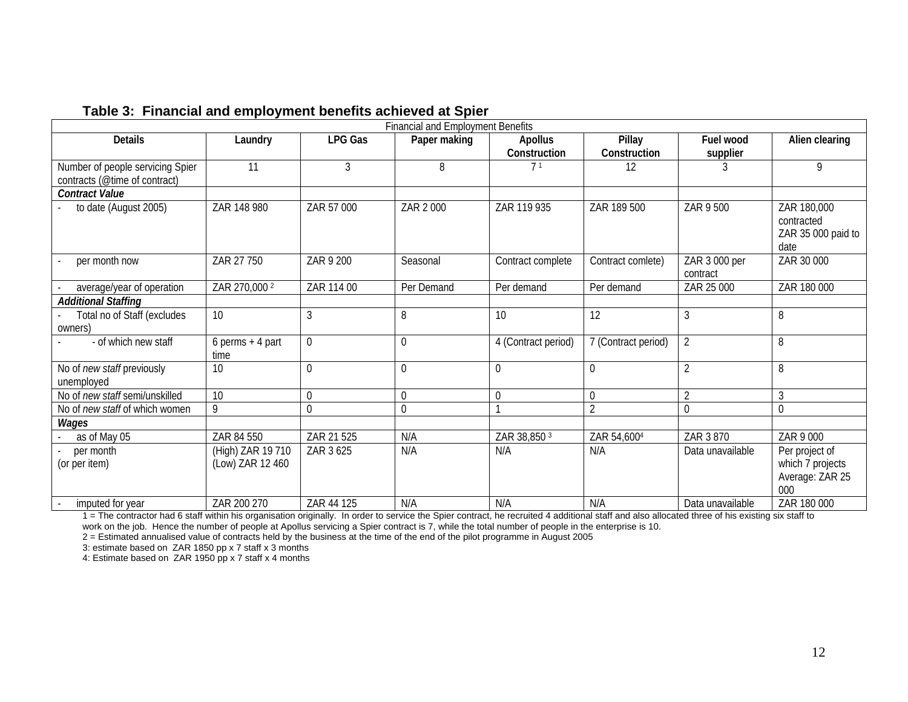**Table 3: Financial and employment benefits achieved at Spier**

| Financial and Employment Benefits | | | | | | | |
|---|---|---|---|---|---|---|---|
| **Details** | **Laundry** | **LPG Gas** | **Paper making** | **Apollus Construction** | **Pillay Construction** | **Fuel wood supplier** | **Alien clearing** |
| Number of people servicing Spier contracts (@time of contract) | 11 | 3 | 8 | 7 [1] | 12 | 3 | 9 |
| ***Contract Value*** | | | | | | | |
| - to date (August 2005) | ZAR 148 980 | ZAR 57 000 | ZAR 2 000 | ZAR 119 935 | ZAR 189 500 | ZAR 9 500 | ZAR 180,000 contracted ZAR 35 000 paid to date |
| - per month now | ZAR 27 750 | ZAR 9 200 | Seasonal | Contract complete | Contract comlete) | ZAR 3 000 per contract | ZAR 30 000 |
| - average/year of operation | ZAR 270,000 [2] | ZAR 114 00 | Per Demand | Per demand | Per demand | ZAR 25 000 | ZAR 180 000 |
| ***Additional Staffing*** | | | | | | | |
| - Total no of Staff (excludes owners) | 10 | 3 | 8 | 10 | 12 | 3 | 8 |
| - - of which new staff | 6 perms + 4 part time | 0 | 0 | 4 (Contract period) | 7 (Contract period) | 2 | 8 |
| No of *new staff* previously unemployed | 10 | 0 | 0 | 0 | 0 | 2 | 8 |
| No of *new staff* semi/unskilled | 10 | 0 | 0 | 0 | 0 | 2 | 3 |
| No of *new staff* of which women | 9 | 0 | 0 | 1 | 2 | 0 | 0 |
| ***Wages*** | | | | | | | |
| - as of May 05 | ZAR 84 550 | ZAR 21 525 | N/A | ZAR 38,850 [3] | ZAR 54,600[4] | ZAR 3 870 | ZAR 9 000 |
| - per month (or per item) | (High) ZAR 19 710 (Low) ZAR 12 460 | ZAR 3 625 | N/A | N/A | N/A | Data unavailable | Per project of which 7 projects Average: ZAR 25 000 |
| - imputed for year | ZAR 200 270 | ZAR 44 125 | N/A | N/A | N/A | Data unavailable | ZAR 180 000 |

1 = The contractor had 6 staff within his organisation originally. In order to service the Spier contract, he recruited 4 additional staff and also allocated three of his existing six staff to work on the job. Hence the number of people at Apollus servicing a Spier contract is 7, while the total number of people in the enterprise is 10.

2 = Estimated annualised value of contracts held by the business at the time of the end of the pilot programme in August 2005

3: estimate based on ZAR 1850 pp x 7 staff x 3 months

4: Estimate based on ZAR 1950 pp x 7 staff x 4 months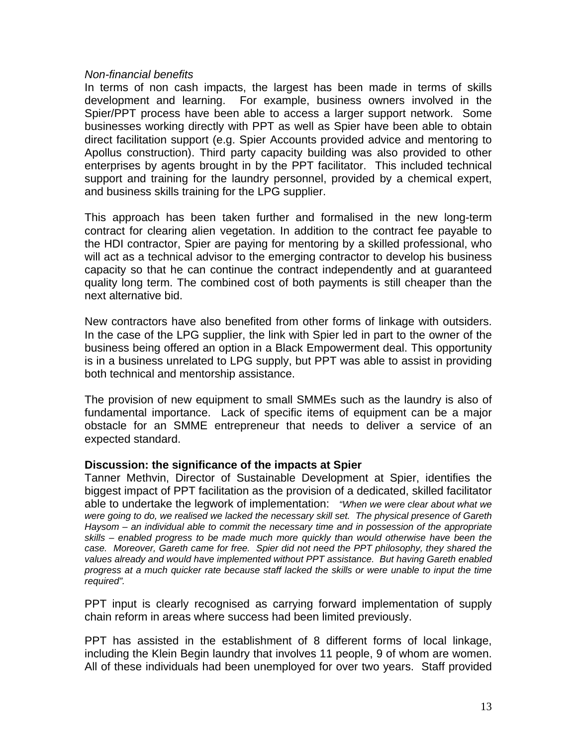*Non-financial benefits*

In terms of non cash impacts, the largest has been made in terms of skills development and learning. For example, business owners involved in the Spier/PPT process have been able to access a larger support network. Some businesses working directly with PPT as well as Spier have been able to obtain direct facilitation support (e.g. Spier Accounts provided advice and mentoring to Apollus construction). Third party capacity building was also provided to other enterprises by agents brought in by the PPT facilitator. This included technical support and training for the laundry personnel, provided by a chemical expert, and business skills training for the LPG supplier.

This approach has been taken further and formalised in the new long-term contract for clearing alien vegetation. In addition to the contract fee payable to the HDI contractor, Spier are paying for mentoring by a skilled professional, who will act as a technical advisor to the emerging contractor to develop his business capacity so that he can continue the contract independently and at guaranteed quality long term. The combined cost of both payments is still cheaper than the next alternative bid.

New contractors have also benefited from other forms of linkage with outsiders. In the case of the LPG supplier, the link with Spier led in part to the owner of the business being offered an option in a Black Empowerment deal. This opportunity is in a business unrelated to LPG supply, but PPT was able to assist in providing both technical and mentorship assistance.

The provision of new equipment to small SMMEs such as the laundry is also of fundamental importance. Lack of specific items of equipment can be a major obstacle for an SMME entrepreneur that needs to deliver a service of an expected standard.

**Discussion: the significance of the impacts at Spier**

Tanner Methvin, Director of Sustainable Development at Spier, identifies the biggest impact of PPT facilitation as the provision of a dedicated, skilled facilitator able to undertake the legwork of implementation: *"When we were clear about what we were going to do, we realised we lacked the necessary skill set. The physical presence of Gareth Haysom – an individual able to commit the necessary time and in possession of the appropriate skills – enabled progress to be made much more quickly than would otherwise have been the case. Moreover, Gareth came for free. Spier did not need the PPT philosophy, they shared the values already and would have implemented without PPT assistance. But having Gareth enabled progress at a much quicker rate because staff lacked the skills or were unable to input the time required".*

PPT input is clearly recognised as carrying forward implementation of supply chain reform in areas where success had been limited previously.

PPT has assisted in the establishment of 8 different forms of local linkage, including the Klein Begin laundry that involves 11 people, 9 of whom are women. All of these individuals had been unemployed for over two years. Staff provided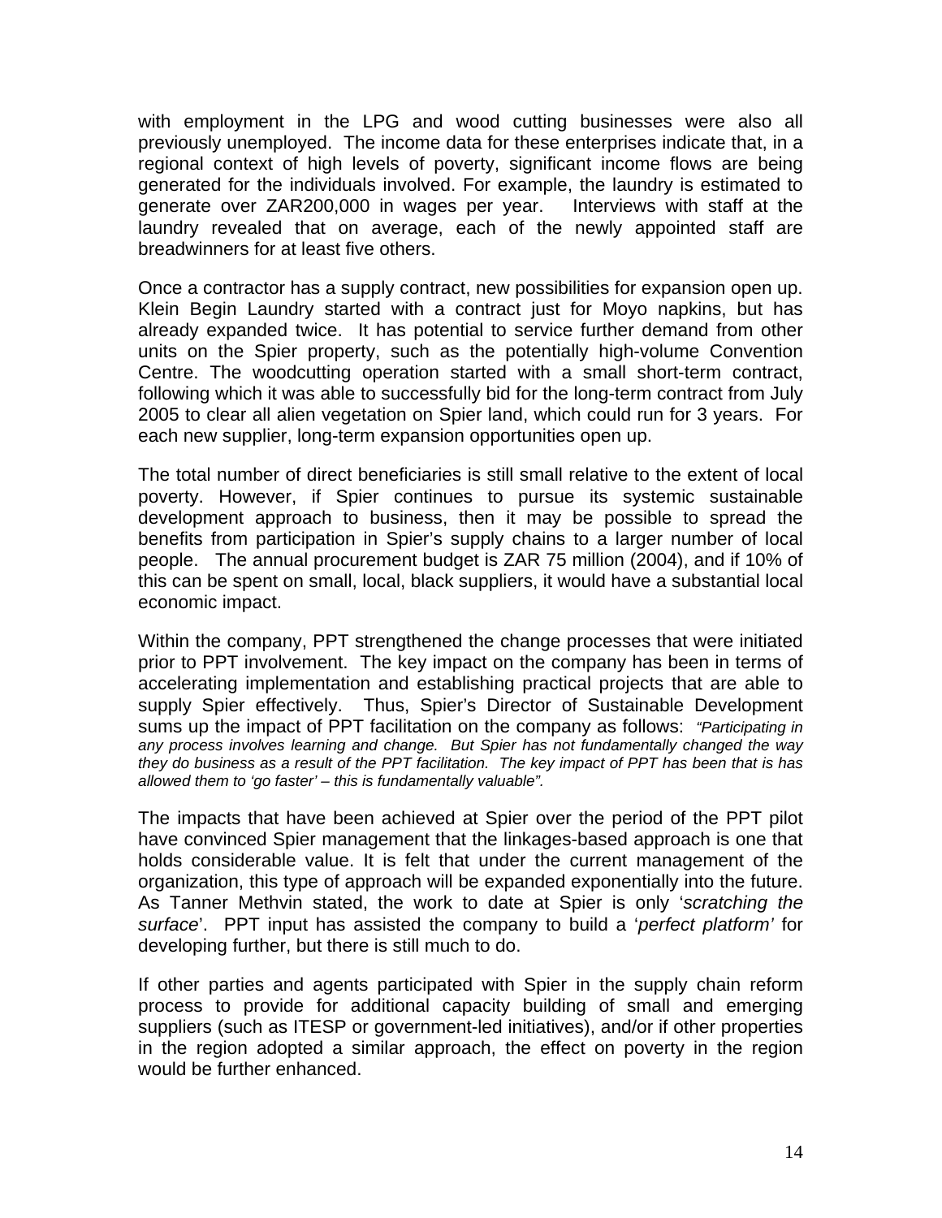with employment in the LPG and wood cutting businesses were also all previously unemployed. The income data for these enterprises indicate that, in a regional context of high levels of poverty, significant income flows are being generated for the individuals involved. For example, the laundry is estimated to generate over ZAR200,000 in wages per year. Interviews with staff at the laundry revealed that on average, each of the newly appointed staff are breadwinners for at least five others.

Once a contractor has a supply contract, new possibilities for expansion open up. Klein Begin Laundry started with a contract just for Moyo napkins, but has already expanded twice. It has potential to service further demand from other units on the Spier property, such as the potentially high-volume Convention Centre. The woodcutting operation started with a small short-term contract, following which it was able to successfully bid for the long-term contract from July 2005 to clear all alien vegetation on Spier land, which could run for 3 years. For each new supplier, long-term expansion opportunities open up.

The total number of direct beneficiaries is still small relative to the extent of local poverty. However, if Spier continues to pursue its systemic sustainable development approach to business, then it may be possible to spread the benefits from participation in Spier's supply chains to a larger number of local people. The annual procurement budget is ZAR 75 million (2004), and if 10% of this can be spent on small, local, black suppliers, it would have a substantial local economic impact.

Within the company, PPT strengthened the change processes that were initiated prior to PPT involvement. The key impact on the company has been in terms of accelerating implementation and establishing practical projects that are able to supply Spier effectively. Thus, Spier's Director of Sustainable Development sums up the impact of PPT facilitation on the company as follows: *"Participating in any process involves learning and change. But Spier has not fundamentally changed the way they do business as a result of the PPT facilitation. The key impact of PPT has been that is has allowed them to 'go faster' – this is fundamentally valuable".*

The impacts that have been achieved at Spier over the period of the PPT pilot have convinced Spier management that the linkages-based approach is one that holds considerable value. It is felt that under the current management of the organization, this type of approach will be expanded exponentially into the future. As Tanner Methvin stated, the work to date at Spier is only '*scratching the surface*'. PPT input has assisted the company to build a '*perfect platform'* for developing further, but there is still much to do.

If other parties and agents participated with Spier in the supply chain reform process to provide for additional capacity building of small and emerging suppliers (such as ITESP or government-led initiatives), and/or if other properties in the region adopted a similar approach, the effect on poverty in the region would be further enhanced.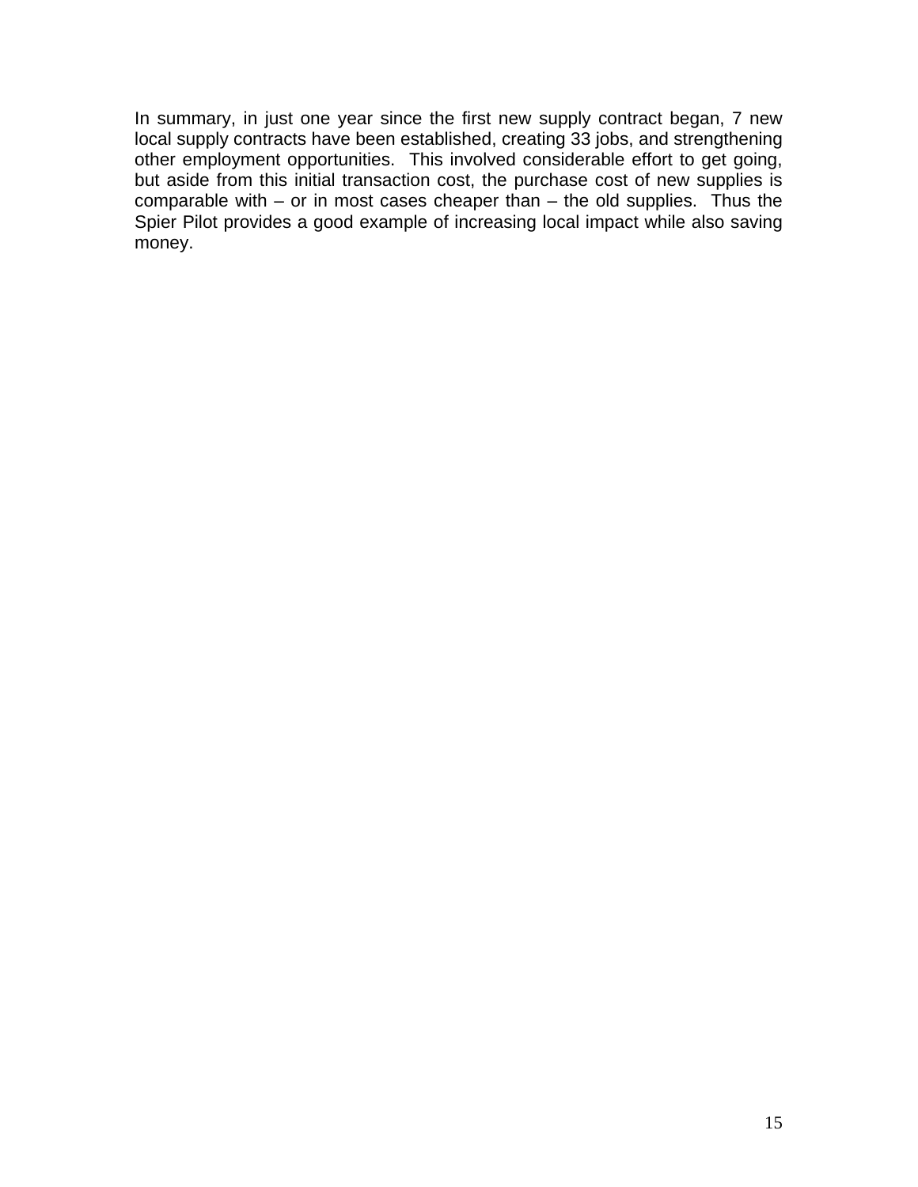In summary, in just one year since the first new supply contract began, 7 new local supply contracts have been established, creating 33 jobs, and strengthening other employment opportunities.  This involved considerable effort to get going, but aside from this initial transaction cost, the purchase cost of new supplies is comparable with – or in most cases cheaper than – the old supplies.  Thus the Spier Pilot provides a good example of increasing local impact while also saving money.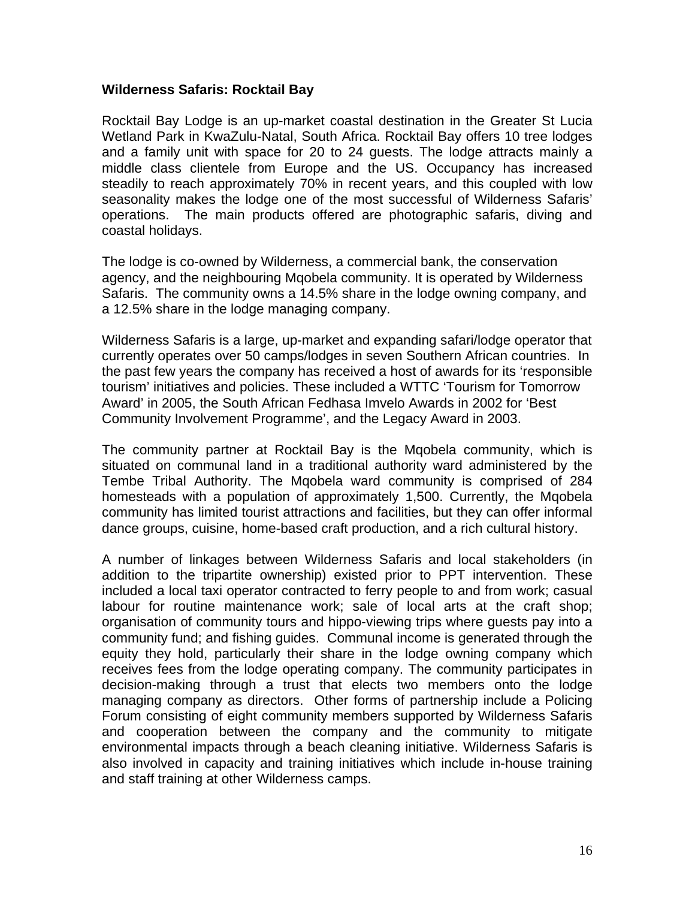**Wilderness Safaris: Rocktail Bay**

Rocktail Bay Lodge is an up-market coastal destination in the Greater St Lucia Wetland Park in KwaZulu-Natal, South Africa. Rocktail Bay offers 10 tree lodges and a family unit with space for 20 to 24 guests. The lodge attracts mainly a middle class clientele from Europe and the US. Occupancy has increased steadily to reach approximately 70% in recent years, and this coupled with low seasonality makes the lodge one of the most successful of Wilderness Safaris' operations. The main products offered are photographic safaris, diving and coastal holidays.

The lodge is co-owned by Wilderness, a commercial bank, the conservation agency, and the neighbouring Mqobela community. It is operated by Wilderness Safaris. The community owns a 14.5% share in the lodge owning company, and a 12.5% share in the lodge managing company.

Wilderness Safaris is a large, up-market and expanding safari/lodge operator that currently operates over 50 camps/lodges in seven Southern African countries. In the past few years the company has received a host of awards for its 'responsible tourism' initiatives and policies. These included a WTTC 'Tourism for Tomorrow Award' in 2005, the South African Fedhasa Imvelo Awards in 2002 for 'Best Community Involvement Programme', and the Legacy Award in 2003.

The community partner at Rocktail Bay is the Mqobela community, which is situated on communal land in a traditional authority ward administered by the Tembe Tribal Authority. The Mqobela ward community is comprised of 284 homesteads with a population of approximately 1,500. Currently, the Mqobela community has limited tourist attractions and facilities, but they can offer informal dance groups, cuisine, home-based craft production, and a rich cultural history.

A number of linkages between Wilderness Safaris and local stakeholders (in addition to the tripartite ownership) existed prior to PPT intervention. These included a local taxi operator contracted to ferry people to and from work; casual labour for routine maintenance work; sale of local arts at the craft shop; organisation of community tours and hippo-viewing trips where guests pay into a community fund; and fishing guides. Communal income is generated through the equity they hold, particularly their share in the lodge owning company which receives fees from the lodge operating company. The community participates in decision-making through a trust that elects two members onto the lodge managing company as directors. Other forms of partnership include a Policing Forum consisting of eight community members supported by Wilderness Safaris and cooperation between the company and the community to mitigate environmental impacts through a beach cleaning initiative. Wilderness Safaris is also involved in capacity and training initiatives which include in-house training and staff training at other Wilderness camps.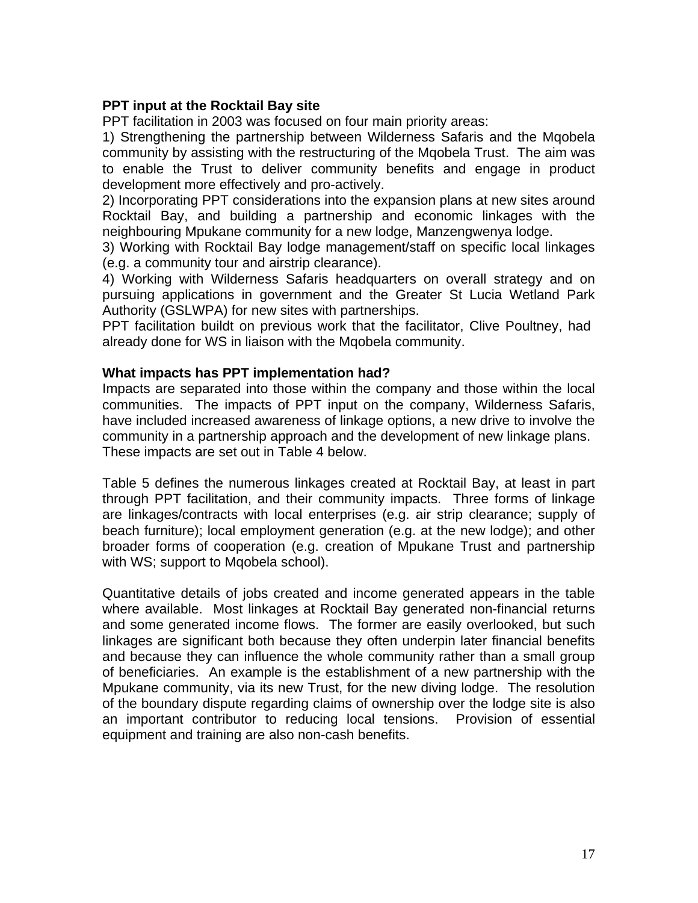**PPT input at the Rocktail Bay site**

PPT facilitation in 2003 was focused on four main priority areas:

1) Strengthening the partnership between Wilderness Safaris and the Mqobela community by assisting with the restructuring of the Mqobela Trust. The aim was to enable the Trust to deliver community benefits and engage in product development more effectively and pro-actively.

2) Incorporating PPT considerations into the expansion plans at new sites around Rocktail Bay, and building a partnership and economic linkages with the neighbouring Mpukane community for a new lodge, Manzengwenya lodge.

3) Working with Rocktail Bay lodge management/staff on specific local linkages (e.g. a community tour and airstrip clearance).

4) Working with Wilderness Safaris headquarters on overall strategy and on pursuing applications in government and the Greater St Lucia Wetland Park Authority (GSLWPA) for new sites with partnerships.

PPT facilitation buildt on previous work that the facilitator, Clive Poultney, had already done for WS in liaison with the Mqobela community.

**What impacts has PPT implementation had?**

Impacts are separated into those within the company and those within the local communities. The impacts of PPT input on the company, Wilderness Safaris, have included increased awareness of linkage options, a new drive to involve the community in a partnership approach and the development of new linkage plans. These impacts are set out in Table 4 below.

Table 5 defines the numerous linkages created at Rocktail Bay, at least in part through PPT facilitation, and their community impacts. Three forms of linkage are linkages/contracts with local enterprises (e.g. air strip clearance; supply of beach furniture); local employment generation (e.g. at the new lodge); and other broader forms of cooperation (e.g. creation of Mpukane Trust and partnership with WS; support to Mqobela school).

Quantitative details of jobs created and income generated appears in the table where available. Most linkages at Rocktail Bay generated non-financial returns and some generated income flows. The former are easily overlooked, but such linkages are significant both because they often underpin later financial benefits and because they can influence the whole community rather than a small group of beneficiaries. An example is the establishment of a new partnership with the Mpukane community, via its new Trust, for the new diving lodge. The resolution of the boundary dispute regarding claims of ownership over the lodge site is also an important contributor to reducing local tensions. Provision of essential equipment and training are also non-cash benefits.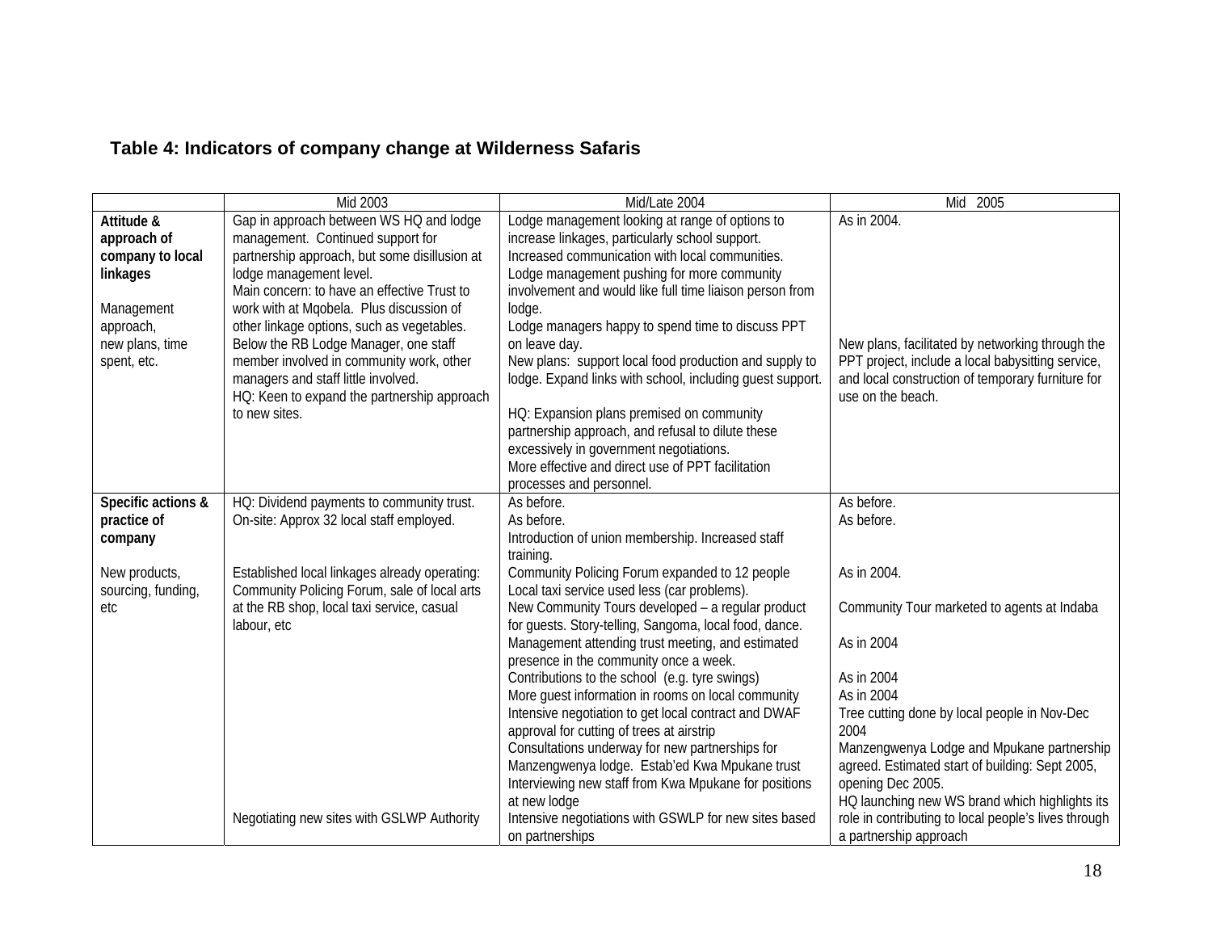### Table 4: Indicators of company change at Wilderness Safaris

| | Mid 2003 | Mid/Late 2004 | Mid 2005 |
|---|---|---|---|
| **Attitude & approach of company to local linkages**<br><br>Management approach, new plans, time spent, etc. | Gap in approach between WS HQ and lodge management. Continued support for partnership approach, but some disillusion at lodge management level.<br>Main concern: to have an effective Trust to work with at Mqobela. Plus discussion of other linkage options, such as vegetables.<br>Below the RB Lodge Manager, one staff member involved in community work, other managers and staff little involved.<br>HQ: Keen to expand the partnership approach to new sites. | Lodge management looking at range of options to increase linkages, particularly school support.<br>Increased communication with local communities.<br>Lodge management pushing for more community involvement and would like full time liaison person from lodge.<br>Lodge managers happy to spend time to discuss PPT on leave day.<br>New plans: support local food production and supply to lodge. Expand links with school, including guest support.<br><br>HQ: Expansion plans premised on community partnership approach, and refusal to dilute these excessively in government negotiations.<br>More effective and direct use of PPT facilitation processes and personnel. | As in 2004.<br><br>New plans, facilitated by networking through the PPT project, include a local babysitting service, and local construction of temporary furniture for use on the beach. |
| **Specific actions & practice of company**<br><br>New products, sourcing, funding, etc | HQ: Dividend payments to community trust.<br>On-site: Approx 32 local staff employed.<br><br>Established local linkages already operating: Community Policing Forum, sale of local arts at the RB shop, local taxi service, casual labour, etc<br><br>Negotiating new sites with GSLWP Authority | As before.<br>As before.<br>Introduction of union membership. Increased staff training.<br>Community Policing Forum expanded to 12 people<br>Local taxi service used less (car problems).<br>New Community Tours developed – a regular product for guests. Story-telling, Sangoma, local food, dance.<br>Management attending trust meeting, and estimated presence in the community once a week.<br>Contributions to the school (e.g. tyre swings)<br>More guest information in rooms on local community<br>Intensive negotiation to get local contract and DWAF approval for cutting of trees at airstrip<br>Consultations underway for new partnerships for Manzengwenya lodge. Estab'ed Kwa Mpukane trust<br>Interviewing new staff from Kwa Mpukane for positions at new lodge<br>Intensive negotiations with GSWLP for new sites based on partnerships | As before.<br>As before.<br><br>As in 2004.<br><br>Community Tour marketed to agents at Indaba<br><br>As in 2004<br><br>As in 2004<br>As in 2004<br>Tree cutting done by local people in Nov-Dec 2004<br>Manzengwenya Lodge and Mpukane partnership agreed. Estimated start of building: Sept 2005, opening Dec 2005.<br>HQ launching new WS brand which highlights its role in contributing to local people's lives through a partnership approach |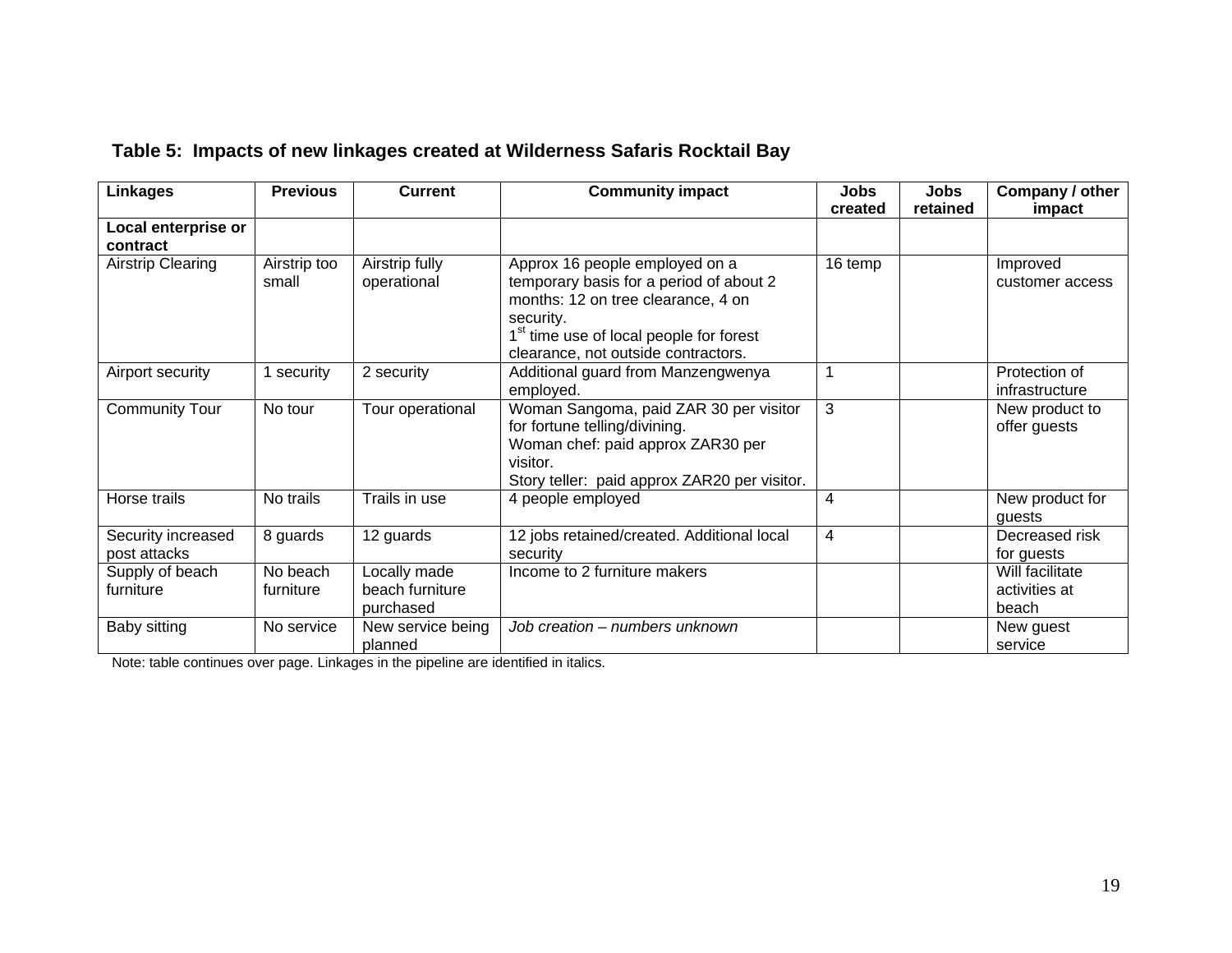**Table 5: Impacts of new linkages created at Wilderness Safaris Rocktail Bay**

| Linkages | Previous | Current | Community impact | Jobs created | Jobs retained | Company / other impact |
|---|---|---|---|---|---|---|
| **Local enterprise or contract** | | | | | | |
| Airstrip Clearing | Airstrip too small | Airstrip fully operational | Approx 16 people employed on a temporary basis for a period of about 2 months: 12 on tree clearance, 4 on security.<br>1st time use of local people for forest clearance, not outside contractors. | 16 temp | | Improved customer access |
| Airport security | 1 security | 2 security | Additional guard from Manzengwenya employed. | 1 | | Protection of infrastructure |
| Community Tour | No tour | Tour operational | Woman Sangoma, paid ZAR 30 per visitor for fortune telling/divining.<br>Woman chef: paid approx ZAR30 per visitor.<br>Story teller: paid approx ZAR20 per visitor. | 3 | | New product to offer guests |
| Horse trails | No trails | Trails in use | 4 people employed | 4 | | New product for guests |
| Security increased post attacks | 8 guards | 12 guards | 12 jobs retained/created. Additional local security | 4 | | Decreased risk for guests |
| Supply of beach furniture | No beach furniture | Locally made beach furniture purchased | Income to 2 furniture makers | | | Will facilitate activities at beach |
| Baby sitting | No service | New service being planned | *Job creation – numbers unknown* | | | New guest service |

Note: table continues over page. Linkages in the pipeline are identified in italics.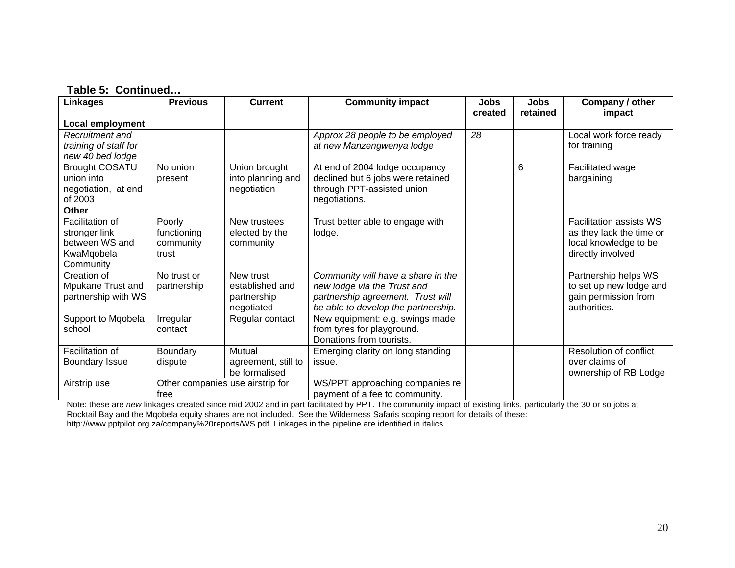**Table 5: Continued…**

| Linkages | Previous | Current | Community impact | Jobs created | Jobs retained | Company / other impact |
|---|---|---|---|---|---|---|
| **Local employment** | | | | | | |
| *Recruitment and training of staff for new 40 bed lodge* | | | *Approx 28 people to be employed at new Manzengwenya lodge* | *28* | | Local work force ready for training |
| Brought COSATU union into negotiation, at end of 2003 | No union present | Union brought into planning and negotiation | At end of 2004 lodge occupancy declined but 6 jobs were retained through PPT-assisted union negotiations. | | 6 | Facilitated wage bargaining |
| **Other** | | | | | | |
| Facilitation of stronger link between WS and KwaMqobela Community | Poorly functioning community trust | New trustees elected by the community | Trust better able to engage with lodge. | | | Facilitation assists WS as they lack the time or local knowledge to be directly involved |
| Creation of Mpukane Trust and partnership with WS | No trust or partnership | New trust established and partnership negotiated | *Community will have a share in the new lodge via the Trust and partnership agreement. Trust will be able to develop the partnership.* | | | Partnership helps WS to set up new lodge and gain permission from authorities. |
| Support to Mqobela school | Irregular contact | Regular contact | New equipment: e.g. swings made from tyres for playground. Donations from tourists. | | | |
| Facilitation of Boundary Issue | Boundary dispute | Mutual agreement, still to be formalised | Emerging clarity on long standing issue. | | | Resolution of conflict over claims of ownership of RB Lodge |
| Airstrip use | Other companies use airstrip for free | | WS/PPT approaching companies re payment of a fee to community. | | | |

Note: these are *new* linkages created since mid 2002 and in part facilitated by PPT. The community impact of existing links, particularly the 30 or so jobs at Rocktail Bay and the Mqobela equity shares are not included. See the Wilderness Safaris scoping report for details of these: http://www.pptpilot.org.za/company%20reports/WS.pdf Linkages in the pipeline are identified in italics.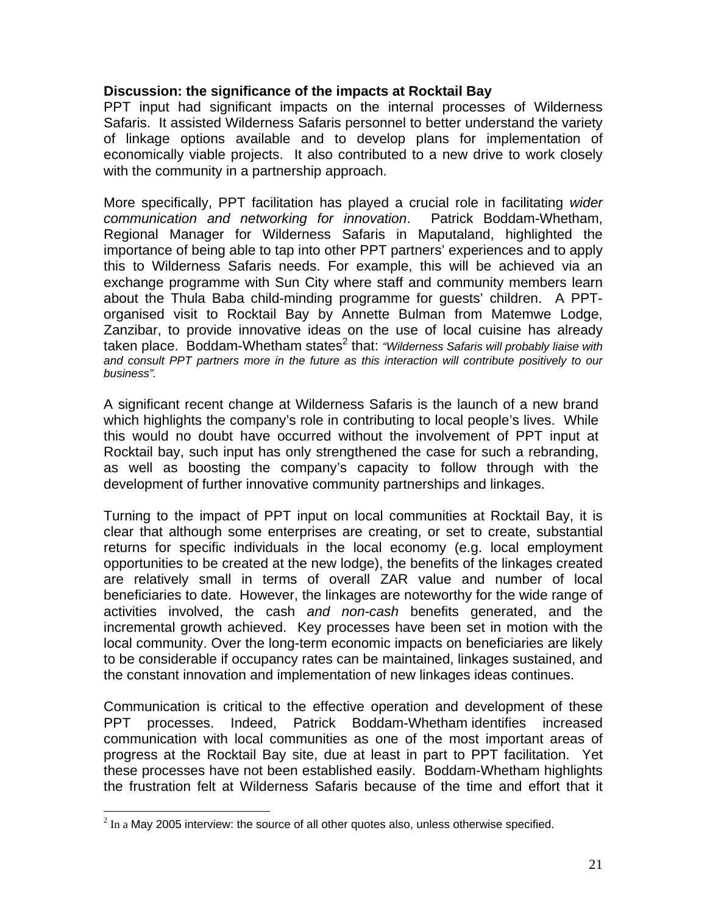**Discussion: the significance of the impacts at Rocktail Bay**

PPT input had significant impacts on the internal processes of Wilderness Safaris. It assisted Wilderness Safaris personnel to better understand the variety of linkage options available and to develop plans for implementation of economically viable projects. It also contributed to a new drive to work closely with the community in a partnership approach.

More specifically, PPT facilitation has played a crucial role in facilitating *wider communication and networking for innovation*. Patrick Boddam-Whetham, Regional Manager for Wilderness Safaris in Maputaland, highlighted the importance of being able to tap into other PPT partners' experiences and to apply this to Wilderness Safaris needs. For example, this will be achieved via an exchange programme with Sun City where staff and community members learn about the Thula Baba child-minding programme for guests' children. A PPT-organised visit to Rocktail Bay by Annette Bulman from Matemwe Lodge, Zanzibar, to provide innovative ideas on the use of local cuisine has already taken place. Boddam-Whetham states[2] that: *"Wilderness Safaris will probably liaise with and consult PPT partners more in the future as this interaction will contribute positively to our business".*

A significant recent change at Wilderness Safaris is the launch of a new brand which highlights the company's role in contributing to local people's lives. While this would no doubt have occurred without the involvement of PPT input at Rocktail bay, such input has only strengthened the case for such a rebranding, as well as boosting the company's capacity to follow through with the development of further innovative community partnerships and linkages.

Turning to the impact of PPT input on local communities at Rocktail Bay, it is clear that although some enterprises are creating, or set to create, substantial returns for specific individuals in the local economy (e.g. local employment opportunities to be created at the new lodge), the benefits of the linkages created are relatively small in terms of overall ZAR value and number of local beneficiaries to date. However, the linkages are noteworthy for the wide range of activities involved, the cash *and non-cash* benefits generated, and the incremental growth achieved. Key processes have been set in motion with the local community. Over the long-term economic impacts on beneficiaries are likely to be considerable if occupancy rates can be maintained, linkages sustained, and the constant innovation and implementation of new linkages ideas continues.

Communication is critical to the effective operation and development of these PPT processes. Indeed, Patrick Boddam-Whetham identifies increased communication with local communities as one of the most important areas of progress at the Rocktail Bay site, due at least in part to PPT facilitation. Yet these processes have not been established easily. Boddam-Whetham highlights the frustration felt at Wilderness Safaris because of the time and effort that it

---

[2] In a May 2005 interview: the source of all other quotes also, unless otherwise specified.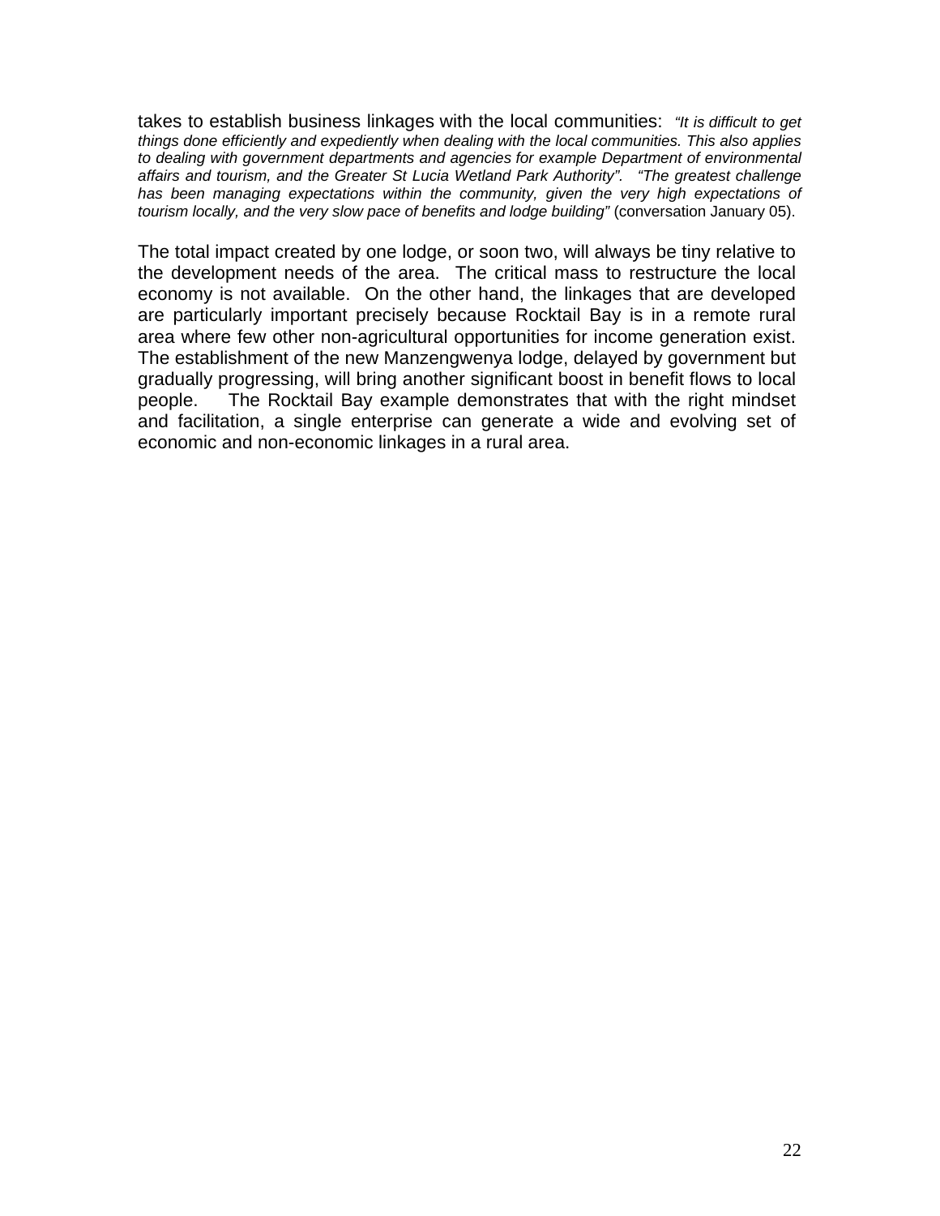takes to establish business linkages with the local communities: *"It is difficult to get things done efficiently and expediently when dealing with the local communities. This also applies to dealing with government departments and agencies for example Department of environmental affairs and tourism, and the Greater St Lucia Wetland Park Authority". "The greatest challenge has been managing expectations within the community, given the very high expectations of tourism locally, and the very slow pace of benefits and lodge building"* (conversation January 05).

The total impact created by one lodge, or soon two, will always be tiny relative to the development needs of the area. The critical mass to restructure the local economy is not available. On the other hand, the linkages that are developed are particularly important precisely because Rocktail Bay is in a remote rural area where few other non-agricultural opportunities for income generation exist. The establishment of the new Manzengwenya lodge, delayed by government but gradually progressing, will bring another significant boost in benefit flows to local people. The Rocktail Bay example demonstrates that with the right mindset and facilitation, a single enterprise can generate a wide and evolving set of economic and non-economic linkages in a rural area.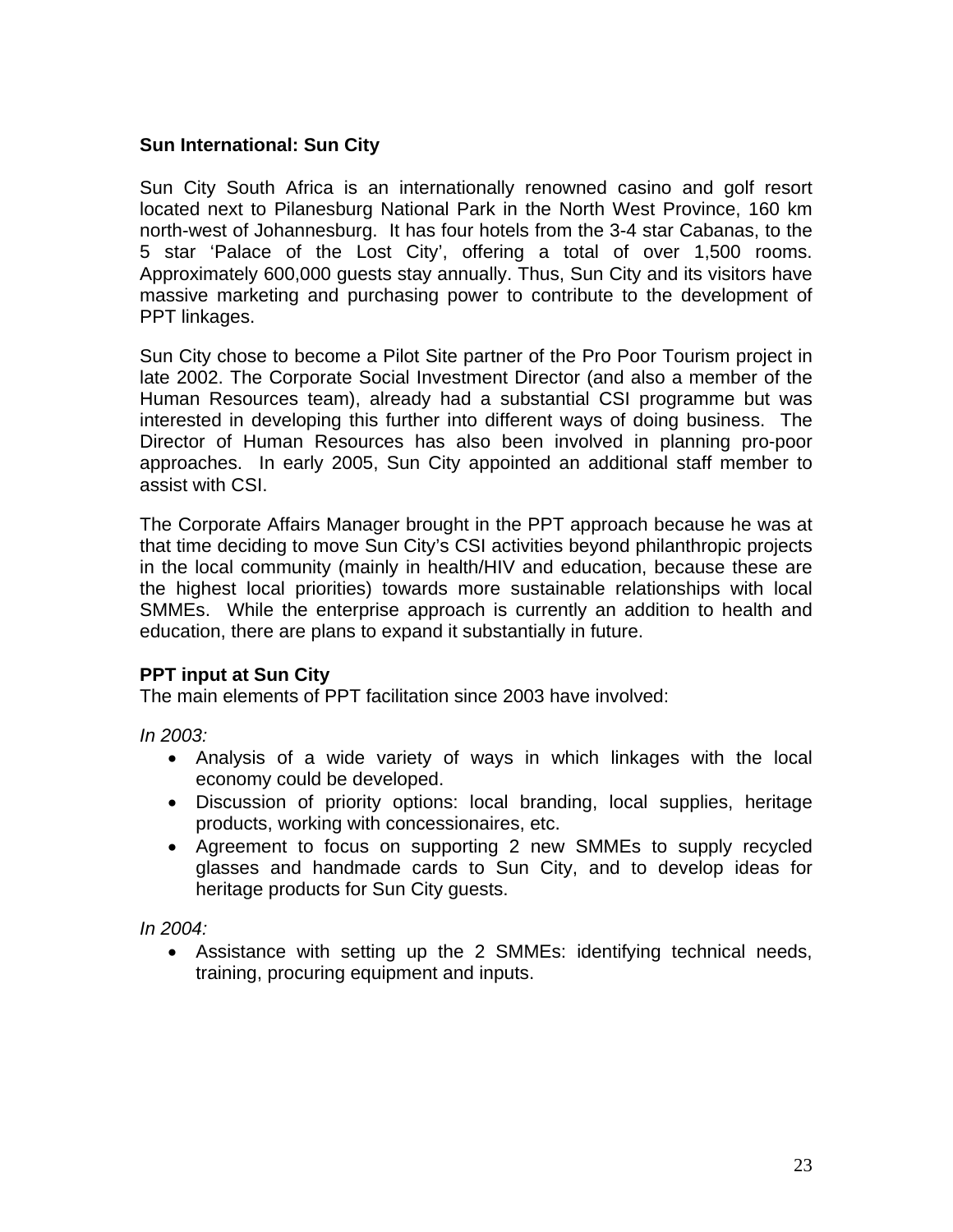**Sun International: Sun City**

Sun City South Africa is an internationally renowned casino and golf resort located next to Pilanesburg National Park in the North West Province, 160 km north-west of Johannesburg. It has four hotels from the 3-4 star Cabanas, to the 5 star 'Palace of the Lost City', offering a total of over 1,500 rooms. Approximately 600,000 guests stay annually. Thus, Sun City and its visitors have massive marketing and purchasing power to contribute to the development of PPT linkages.

Sun City chose to become a Pilot Site partner of the Pro Poor Tourism project in late 2002. The Corporate Social Investment Director (and also a member of the Human Resources team), already had a substantial CSI programme but was interested in developing this further into different ways of doing business. The Director of Human Resources has also been involved in planning pro-poor approaches. In early 2005, Sun City appointed an additional staff member to assist with CSI.

The Corporate Affairs Manager brought in the PPT approach because he was at that time deciding to move Sun City's CSI activities beyond philanthropic projects in the local community (mainly in health/HIV and education, because these are the highest local priorities) towards more sustainable relationships with local SMMEs. While the enterprise approach is currently an addition to health and education, there are plans to expand it substantially in future.

**PPT input at Sun City**

The main elements of PPT facilitation since 2003 have involved:

*In 2003:*

- Analysis of a wide variety of ways in which linkages with the local economy could be developed.
- Discussion of priority options: local branding, local supplies, heritage products, working with concessionaires, etc.
- Agreement to focus on supporting 2 new SMMEs to supply recycled glasses and handmade cards to Sun City, and to develop ideas for heritage products for Sun City guests.

*In 2004:*

- Assistance with setting up the 2 SMMEs: identifying technical needs, training, procuring equipment and inputs.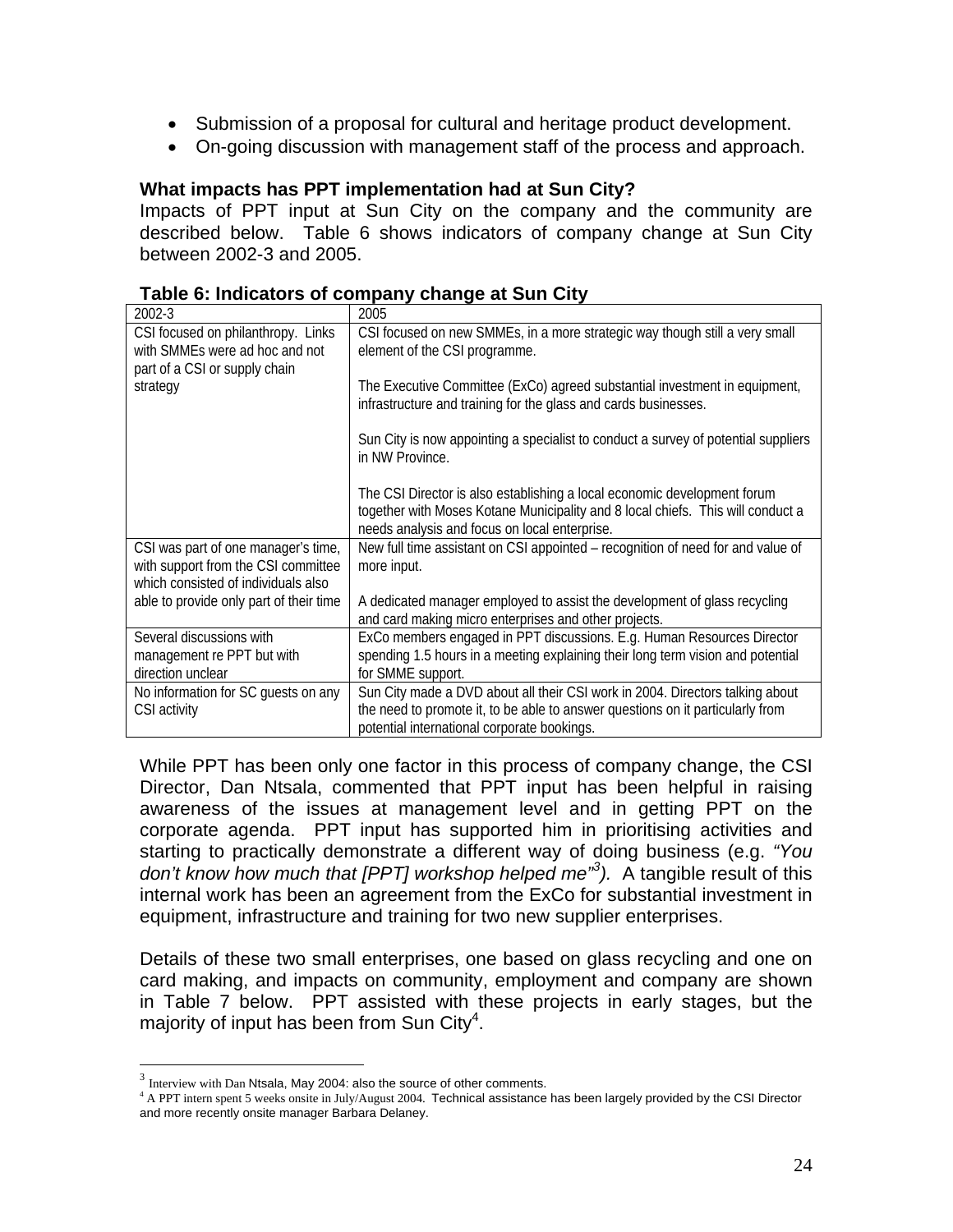- Submission of a proposal for cultural and heritage product development.
- On-going discussion with management staff of the process and approach.

**What impacts has PPT implementation had at Sun City?**

Impacts of PPT input at Sun City on the company and the community are described below. Table 6 shows indicators of company change at Sun City between 2002-3 and 2005.

**Table 6: Indicators of company change at Sun City**

| 2002-3 | 2005 |
|---|---|
| CSI focused on philanthropy. Links with SMMEs were ad hoc and not part of a CSI or supply chain strategy | CSI focused on new SMMEs, in a more strategic way though still a very small element of the CSI programme.<br><br>The Executive Committee (ExCo) agreed substantial investment in equipment, infrastructure and training for the glass and cards businesses.<br><br>Sun City is now appointing a specialist to conduct a survey of potential suppliers in NW Province.<br><br>The CSI Director is also establishing a local economic development forum together with Moses Kotane Municipality and 8 local chiefs. This will conduct a needs analysis and focus on local enterprise. |
| CSI was part of one manager's time, with support from the CSI committee which consisted of individuals also able to provide only part of their time | New full time assistant on CSI appointed – recognition of need for and value of more input.<br><br>A dedicated manager employed to assist the development of glass recycling and card making micro enterprises and other projects. |
| Several discussions with management re PPT but with direction unclear | ExCo members engaged in PPT discussions. E.g. Human Resources Director spending 1.5 hours in a meeting explaining their long term vision and potential for SMME support. |
| No information for SC guests on any CSI activity | Sun City made a DVD about all their CSI work in 2004. Directors talking about the need to promote it, to be able to answer questions on it particularly from potential international corporate bookings. |

While PPT has been only one factor in this process of company change, the CSI Director, Dan Ntsala, commented that PPT input has been helpful in raising awareness of the issues at management level and in getting PPT on the corporate agenda. PPT input has supported him in prioritising activities and starting to practically demonstrate a different way of doing business (e.g. *"You don't know how much that [PPT] workshop helped me"*[3]). A tangible result of this internal work has been an agreement from the ExCo for substantial investment in equipment, infrastructure and training for two new supplier enterprises.

Details of these two small enterprises, one based on glass recycling and one on card making, and impacts on community, employment and company are shown in Table 7 below. PPT assisted with these projects in early stages, but the majority of input has been from Sun City[4].

[3] Interview with Dan Ntsala, May 2004: also the source of other comments.
[4] A PPT intern spent 5 weeks onsite in July/August 2004. Technical assistance has been largely provided by the CSI Director and more recently onsite manager Barbara Delaney.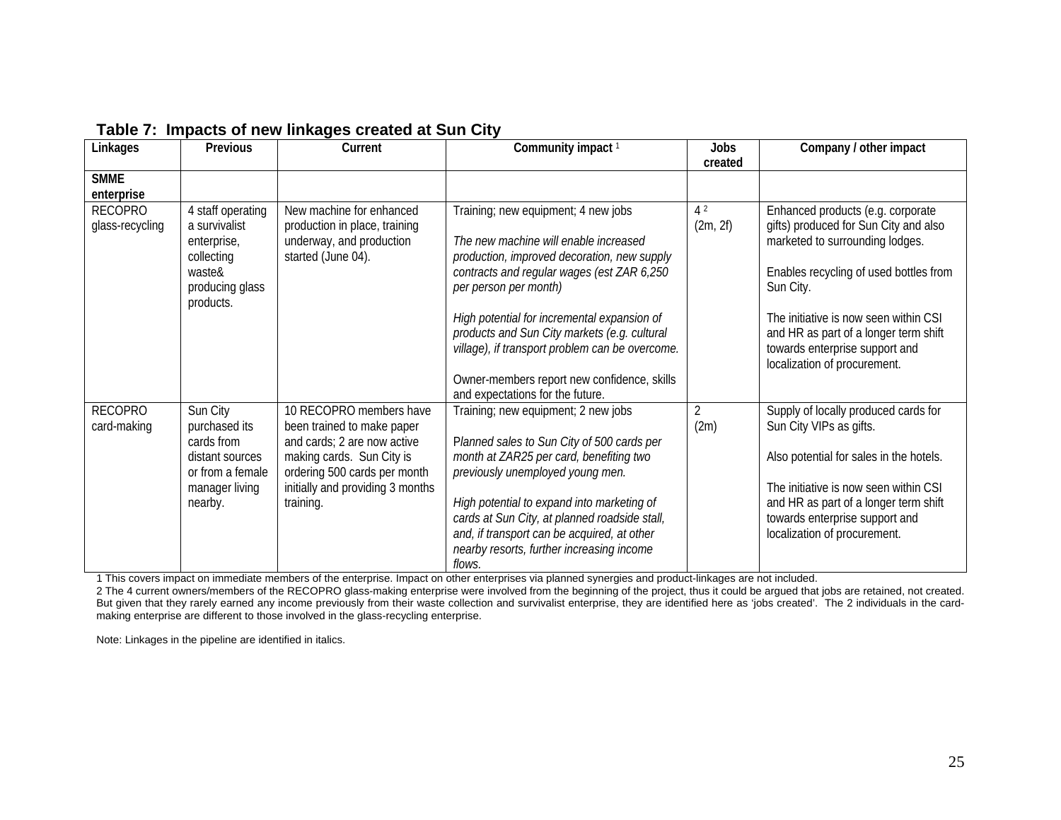**Table 7: Impacts of new linkages created at Sun City**

| Linkages | Previous | Current | Community impact [1] | Jobs created | Company / other impact |
|---|---|---|---|---|---|
| **SMME enterprise** | | | | | |
| RECOPRO glass-recycling | 4 staff operating a survivalist enterprise, collecting waste& producing glass products. | New machine for enhanced production in place, training underway, and production started (June 04). | Training; new equipment; 4 new jobs<br><br>*The new machine will enable increased production, improved decoration, new supply contracts and regular wages (est ZAR 6,250 per person per month)*<br><br>*High potential for incremental expansion of products and Sun City markets (e.g. cultural village), if transport problem can be overcome.*<br><br>Owner-members report new confidence, skills and expectations for the future. | 4 [2] (2m, 2f) | Enhanced products (e.g. corporate gifts) produced for Sun City and also marketed to surrounding lodges.<br><br>Enables recycling of used bottles from Sun City.<br><br>The initiative is now seen within CSI and HR as part of a longer term shift towards enterprise support and localization of procurement. |
| RECOPRO card-making | Sun City purchased its cards from distant sources or from a female manager living nearby. | 10 RECOPRO members have been trained to make paper and cards; 2 are now active making cards. Sun City is ordering 500 cards per month initially and providing 3 months training. | Training; new equipment; 2 new jobs<br><br>*Planned sales to Sun City of 500 cards per month at ZAR25 per card, benefiting two previously unemployed young men.*<br><br>*High potential to expand into marketing of cards at Sun City, at planned roadside stall, and, if transport can be acquired, at other nearby resorts, further increasing income flows.* | 2 (2m) | Supply of locally produced cards for Sun City VIPs as gifts.<br><br>Also potential for sales in the hotels.<br><br>The initiative is now seen within CSI and HR as part of a longer term shift towards enterprise support and localization of procurement. |

1 This covers impact on immediate members of the enterprise. Impact on other enterprises via planned synergies and product-linkages are not included.

2 The 4 current owners/members of the RECOPRO glass-making enterprise were involved from the beginning of the project, thus it could be argued that jobs are retained, not created. But given that they rarely earned any income previously from their waste collection and survivalist enterprise, they are identified here as 'jobs created'. The 2 individuals in the card-making enterprise are different to those involved in the glass-recycling enterprise.

Note: Linkages in the pipeline are identified in italics.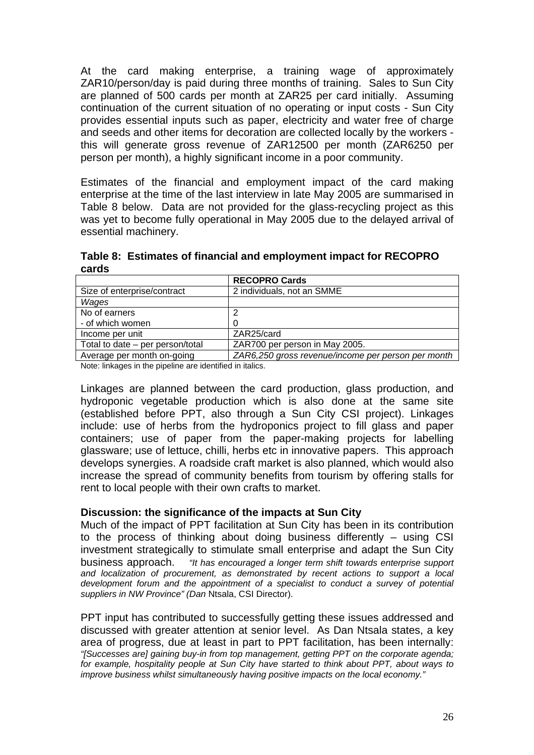At the card making enterprise, a training wage of approximately ZAR10/person/day is paid during three months of training. Sales to Sun City are planned of 500 cards per month at ZAR25 per card initially. Assuming continuation of the current situation of no operating or input costs - Sun City provides essential inputs such as paper, electricity and water free of charge and seeds and other items for decoration are collected locally by the workers - this will generate gross revenue of ZAR12500 per month (ZAR6250 per person per month), a highly significant income in a poor community.

Estimates of the financial and employment impact of the card making enterprise at the time of the last interview in late May 2005 are summarised in Table 8 below. Data are not provided for the glass-recycling project as this was yet to become fully operational in May 2005 due to the delayed arrival of essential machinery.

**Table 8: Estimates of financial and employment impact for RECOPRO cards**

| | **RECOPRO Cards** |
|---|---|
| Size of enterprise/contract | 2 individuals, not an SMME |
| *Wages* | |
| No of earners | 2 |
| - of which women | 0 |
| Income per unit | ZAR25/card |
| Total to date – per person/total | ZAR700 per person in May 2005. |
| Average per month on-going | *ZAR6,250 gross revenue/income per person per month* |

Note: linkages in the pipeline are identified in italics.

Linkages are planned between the card production, glass production, and hydroponic vegetable production which is also done at the same site (established before PPT, also through a Sun City CSI project). Linkages include: use of herbs from the hydroponics project to fill glass and paper containers; use of paper from the paper-making projects for labelling glassware; use of lettuce, chilli, herbs etc in innovative papers. This approach develops synergies. A roadside craft market is also planned, which would also increase the spread of community benefits from tourism by offering stalls for rent to local people with their own crafts to market.

**Discussion: the significance of the impacts at Sun City**

Much of the impact of PPT facilitation at Sun City has been in its contribution to the process of thinking about doing business differently – using CSI investment strategically to stimulate small enterprise and adapt the Sun City business approach. *"It has encouraged a longer term shift towards enterprise support and localization of procurement, as demonstrated by recent actions to support a local development forum and the appointment of a specialist to conduct a survey of potential suppliers in NW Province" (Dan* Ntsala, CSI Director).

PPT input has contributed to successfully getting these issues addressed and discussed with greater attention at senior level. As Dan Ntsala states, a key area of progress, due at least in part to PPT facilitation, has been internally: *"[Successes are] gaining buy-in from top management, getting PPT on the corporate agenda; for example, hospitality people at Sun City have started to think about PPT, about ways to improve business whilst simultaneously having positive impacts on the local economy."*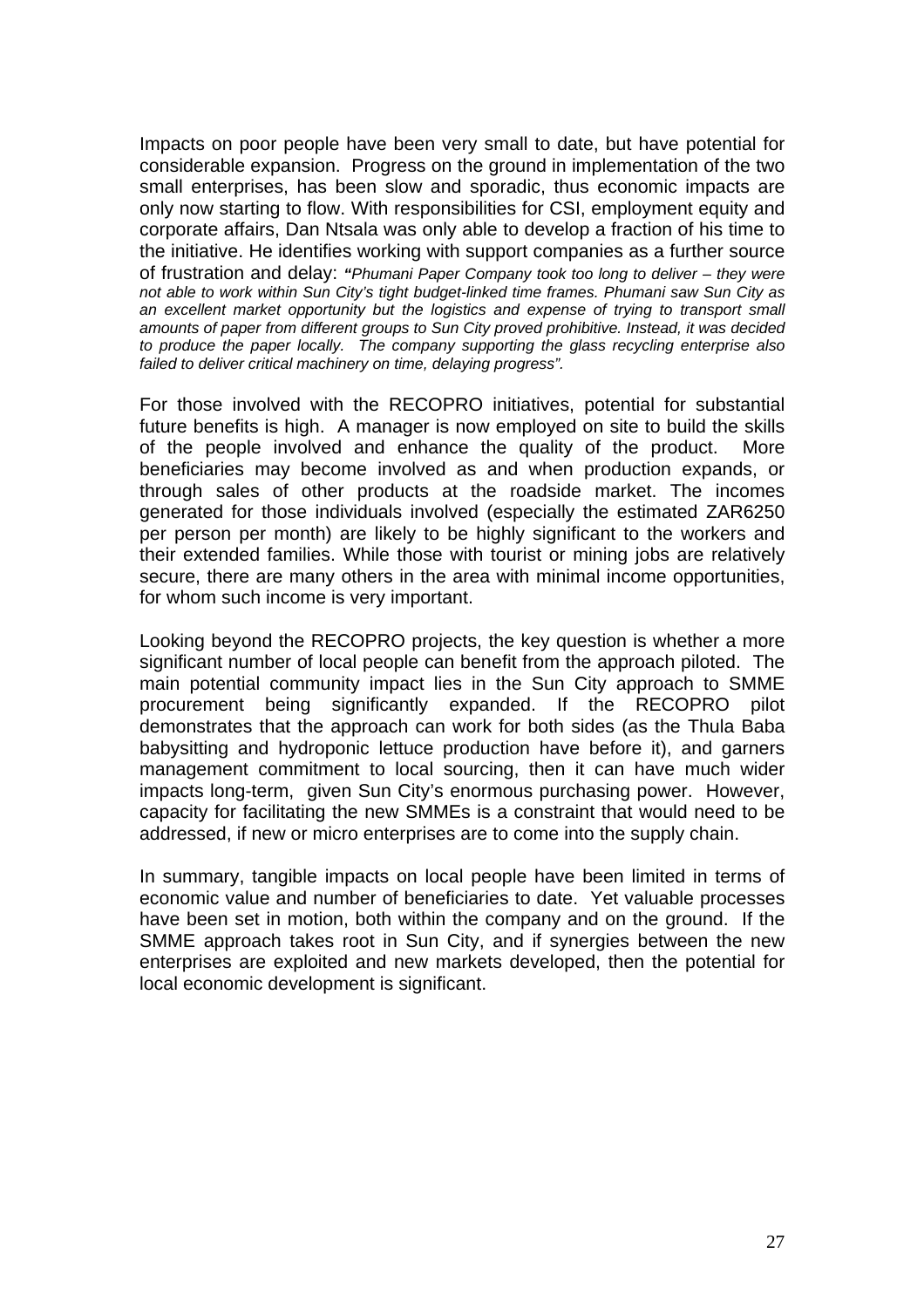Impacts on poor people have been very small to date, but have potential for considerable expansion. Progress on the ground in implementation of the two small enterprises, has been slow and sporadic, thus economic impacts are only now starting to flow. With responsibilities for CSI, employment equity and corporate affairs, Dan Ntsala was only able to develop a fraction of his time to the initiative. He identifies working with support companies as a further source of frustration and delay: *"Phumani Paper Company took too long to deliver – they were not able to work within Sun City's tight budget-linked time frames. Phumani saw Sun City as an excellent market opportunity but the logistics and expense of trying to transport small amounts of paper from different groups to Sun City proved prohibitive. Instead, it was decided to produce the paper locally. The company supporting the glass recycling enterprise also failed to deliver critical machinery on time, delaying progress".*

For those involved with the RECOPRO initiatives, potential for substantial future benefits is high. A manager is now employed on site to build the skills of the people involved and enhance the quality of the product. More beneficiaries may become involved as and when production expands, or through sales of other products at the roadside market. The incomes generated for those individuals involved (especially the estimated ZAR6250 per person per month) are likely to be highly significant to the workers and their extended families. While those with tourist or mining jobs are relatively secure, there are many others in the area with minimal income opportunities, for whom such income is very important.

Looking beyond the RECOPRO projects, the key question is whether a more significant number of local people can benefit from the approach piloted. The main potential community impact lies in the Sun City approach to SMME procurement being significantly expanded. If the RECOPRO pilot demonstrates that the approach can work for both sides (as the Thula Baba babysitting and hydroponic lettuce production have before it), and garners management commitment to local sourcing, then it can have much wider impacts long-term, given Sun City's enormous purchasing power. However, capacity for facilitating the new SMMEs is a constraint that would need to be addressed, if new or micro enterprises are to come into the supply chain.

In summary, tangible impacts on local people have been limited in terms of economic value and number of beneficiaries to date. Yet valuable processes have been set in motion, both within the company and on the ground. If the SMME approach takes root in Sun City, and if synergies between the new enterprises are exploited and new markets developed, then the potential for local economic development is significant.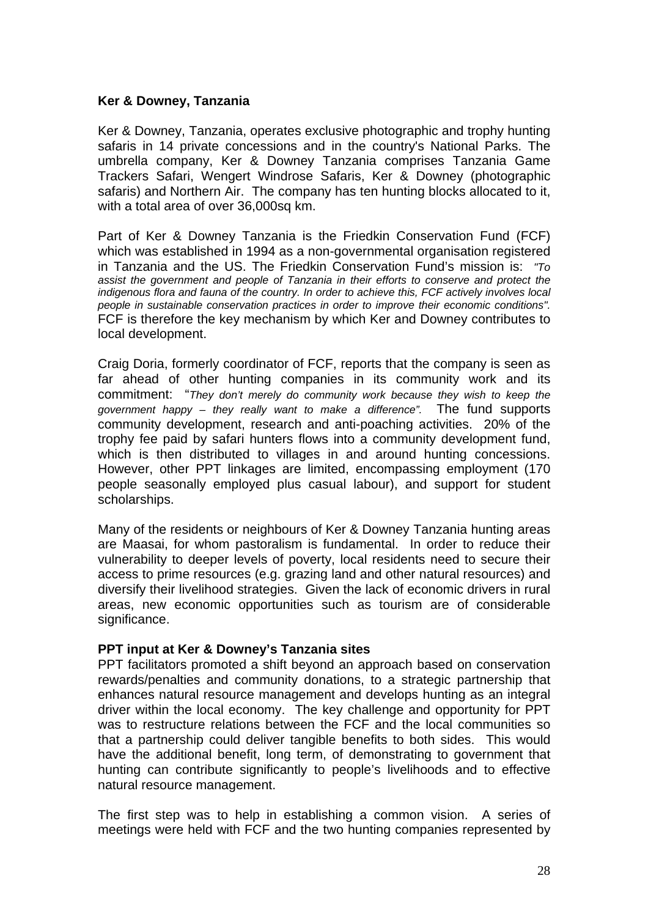**Ker & Downey, Tanzania**

Ker & Downey, Tanzania, operates exclusive photographic and trophy hunting safaris in 14 private concessions and in the country's National Parks. The umbrella company, Ker & Downey Tanzania comprises Tanzania Game Trackers Safari, Wengert Windrose Safaris, Ker & Downey (photographic safaris) and Northern Air. The company has ten hunting blocks allocated to it, with a total area of over 36,000sq km.

Part of Ker & Downey Tanzania is the Friedkin Conservation Fund (FCF) which was established in 1994 as a non-governmental organisation registered in Tanzania and the US. The Friedkin Conservation Fund's mission is: *"To assist the government and people of Tanzania in their efforts to conserve and protect the indigenous flora and fauna of the country. In order to achieve this, FCF actively involves local people in sustainable conservation practices in order to improve their economic conditions".* FCF is therefore the key mechanism by which Ker and Downey contributes to local development.

Craig Doria, formerly coordinator of FCF, reports that the company is seen as far ahead of other hunting companies in its community work and its commitment: "*They don't merely do community work because they wish to keep the government happy – they really want to make a difference".* The fund supports community development, research and anti-poaching activities. 20% of the trophy fee paid by safari hunters flows into a community development fund, which is then distributed to villages in and around hunting concessions. However, other PPT linkages are limited, encompassing employment (170 people seasonally employed plus casual labour), and support for student scholarships.

Many of the residents or neighbours of Ker & Downey Tanzania hunting areas are Maasai, for whom pastoralism is fundamental. In order to reduce their vulnerability to deeper levels of poverty, local residents need to secure their access to prime resources (e.g. grazing land and other natural resources) and diversify their livelihood strategies. Given the lack of economic drivers in rural areas, new economic opportunities such as tourism are of considerable significance.

**PPT input at Ker & Downey's Tanzania sites**

PPT facilitators promoted a shift beyond an approach based on conservation rewards/penalties and community donations, to a strategic partnership that enhances natural resource management and develops hunting as an integral driver within the local economy. The key challenge and opportunity for PPT was to restructure relations between the FCF and the local communities so that a partnership could deliver tangible benefits to both sides. This would have the additional benefit, long term, of demonstrating to government that hunting can contribute significantly to people's livelihoods and to effective natural resource management.

The first step was to help in establishing a common vision. A series of meetings were held with FCF and the two hunting companies represented by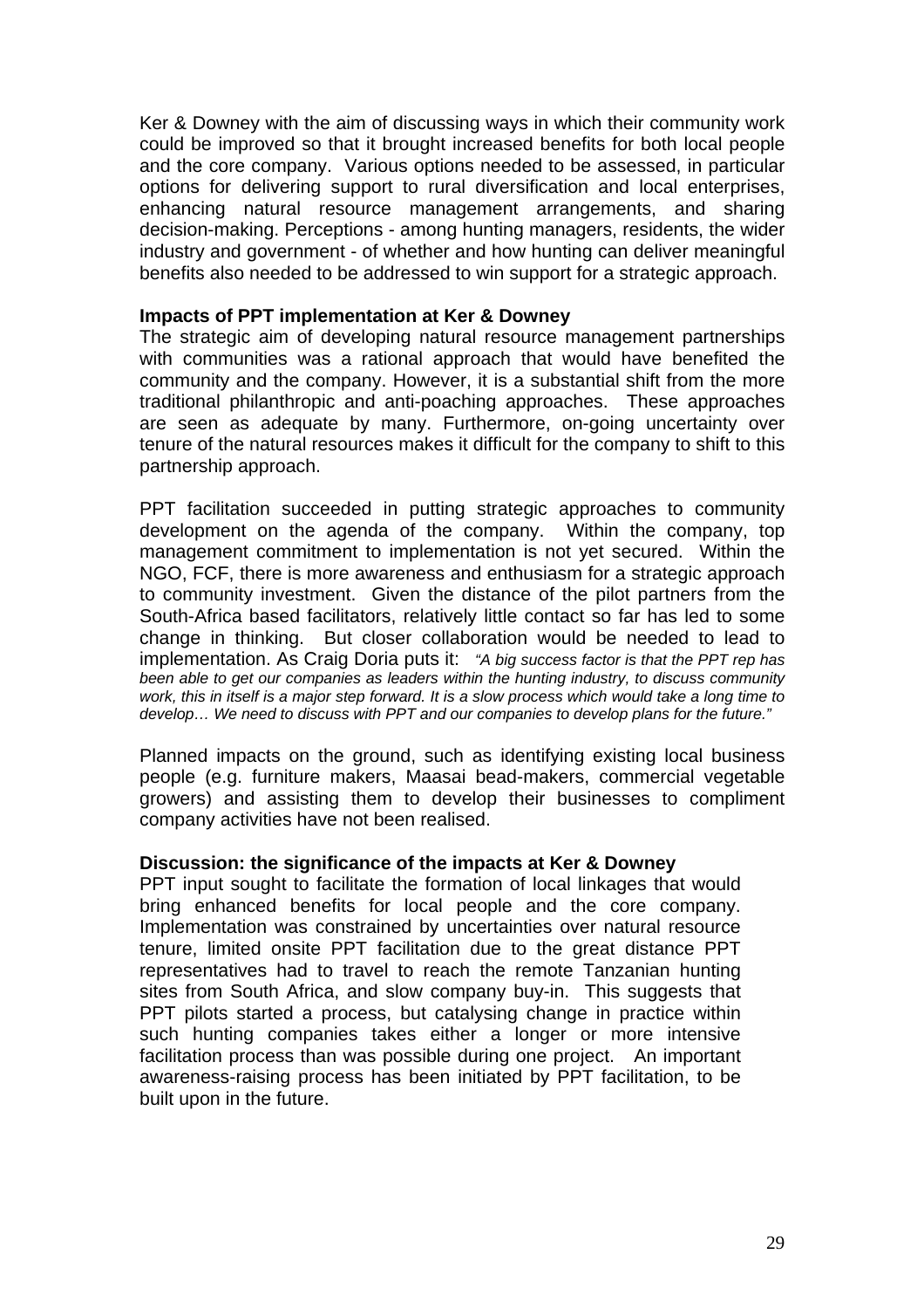Ker & Downey with the aim of discussing ways in which their community work could be improved so that it brought increased benefits for both local people and the core company. Various options needed to be assessed, in particular options for delivering support to rural diversification and local enterprises, enhancing natural resource management arrangements, and sharing decision-making. Perceptions - among hunting managers, residents, the wider industry and government - of whether and how hunting can deliver meaningful benefits also needed to be addressed to win support for a strategic approach.

**Impacts of PPT implementation at Ker & Downey**

The strategic aim of developing natural resource management partnerships with communities was a rational approach that would have benefited the community and the company. However, it is a substantial shift from the more traditional philanthropic and anti-poaching approaches. These approaches are seen as adequate by many. Furthermore, on-going uncertainty over tenure of the natural resources makes it difficult for the company to shift to this partnership approach.

PPT facilitation succeeded in putting strategic approaches to community development on the agenda of the company. Within the company, top management commitment to implementation is not yet secured. Within the NGO, FCF, there is more awareness and enthusiasm for a strategic approach to community investment. Given the distance of the pilot partners from the South-Africa based facilitators, relatively little contact so far has led to some change in thinking. But closer collaboration would be needed to lead to implementation. As Craig Doria puts it: *"A big success factor is that the PPT rep has been able to get our companies as leaders within the hunting industry, to discuss community work, this in itself is a major step forward. It is a slow process which would take a long time to develop… We need to discuss with PPT and our companies to develop plans for the future."*

Planned impacts on the ground, such as identifying existing local business people (e.g. furniture makers, Maasai bead-makers, commercial vegetable growers) and assisting them to develop their businesses to compliment company activities have not been realised.

**Discussion: the significance of the impacts at Ker & Downey**

PPT input sought to facilitate the formation of local linkages that would bring enhanced benefits for local people and the core company. Implementation was constrained by uncertainties over natural resource tenure, limited onsite PPT facilitation due to the great distance PPT representatives had to travel to reach the remote Tanzanian hunting sites from South Africa, and slow company buy-in. This suggests that PPT pilots started a process, but catalysing change in practice within such hunting companies takes either a longer or more intensive facilitation process than was possible during one project. An important awareness-raising process has been initiated by PPT facilitation, to be built upon in the future.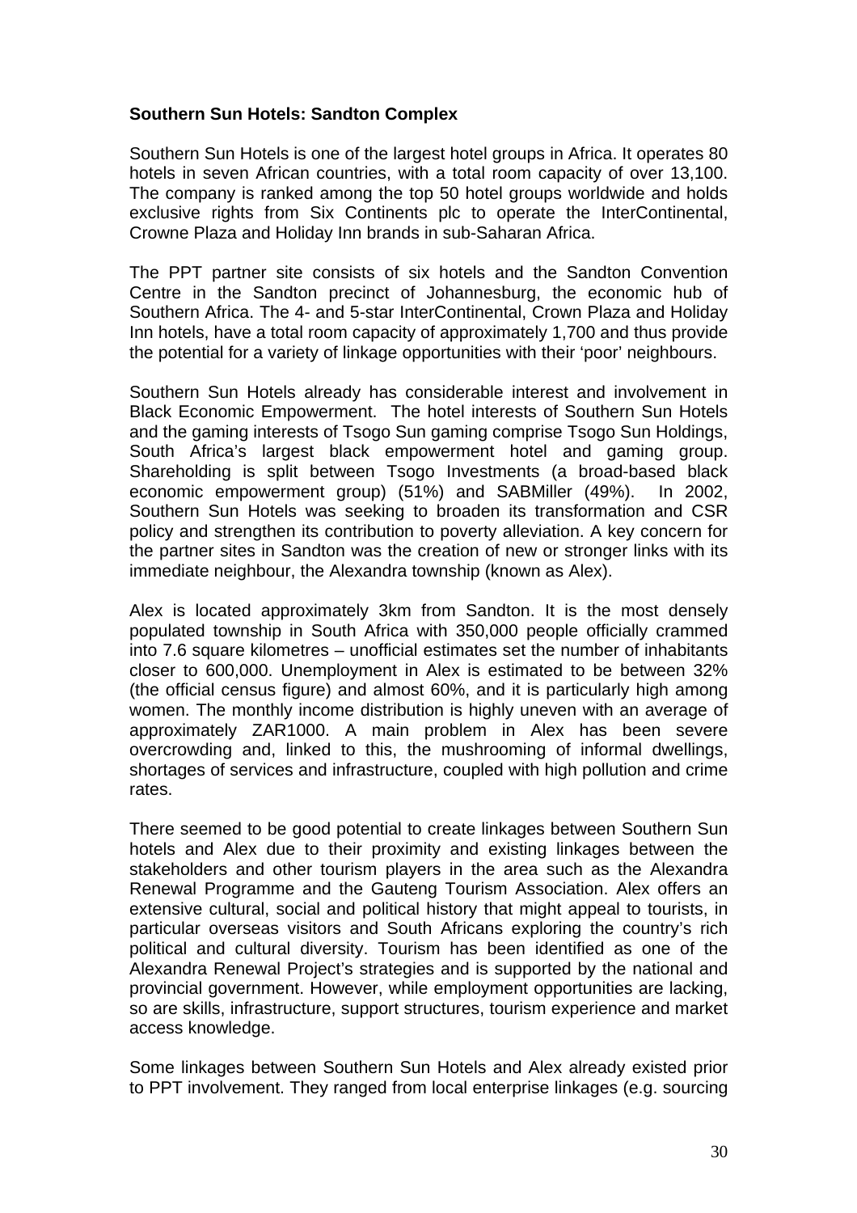**Southern Sun Hotels: Sandton Complex**

Southern Sun Hotels is one of the largest hotel groups in Africa. It operates 80 hotels in seven African countries, with a total room capacity of over 13,100. The company is ranked among the top 50 hotel groups worldwide and holds exclusive rights from Six Continents plc to operate the InterContinental, Crowne Plaza and Holiday Inn brands in sub-Saharan Africa.

The PPT partner site consists of six hotels and the Sandton Convention Centre in the Sandton precinct of Johannesburg, the economic hub of Southern Africa. The 4- and 5-star InterContinental, Crown Plaza and Holiday Inn hotels, have a total room capacity of approximately 1,700 and thus provide the potential for a variety of linkage opportunities with their 'poor' neighbours.

Southern Sun Hotels already has considerable interest and involvement in Black Economic Empowerment. The hotel interests of Southern Sun Hotels and the gaming interests of Tsogo Sun gaming comprise Tsogo Sun Holdings, South Africa's largest black empowerment hotel and gaming group. Shareholding is split between Tsogo Investments (a broad-based black economic empowerment group) (51%) and SABMiller (49%). In 2002, Southern Sun Hotels was seeking to broaden its transformation and CSR policy and strengthen its contribution to poverty alleviation. A key concern for the partner sites in Sandton was the creation of new or stronger links with its immediate neighbour, the Alexandra township (known as Alex).

Alex is located approximately 3km from Sandton. It is the most densely populated township in South Africa with 350,000 people officially crammed into 7.6 square kilometres – unofficial estimates set the number of inhabitants closer to 600,000. Unemployment in Alex is estimated to be between 32% (the official census figure) and almost 60%, and it is particularly high among women. The monthly income distribution is highly uneven with an average of approximately ZAR1000. A main problem in Alex has been severe overcrowding and, linked to this, the mushrooming of informal dwellings, shortages of services and infrastructure, coupled with high pollution and crime rates.

There seemed to be good potential to create linkages between Southern Sun hotels and Alex due to their proximity and existing linkages between the stakeholders and other tourism players in the area such as the Alexandra Renewal Programme and the Gauteng Tourism Association. Alex offers an extensive cultural, social and political history that might appeal to tourists, in particular overseas visitors and South Africans exploring the country's rich political and cultural diversity. Tourism has been identified as one of the Alexandra Renewal Project's strategies and is supported by the national and provincial government. However, while employment opportunities are lacking, so are skills, infrastructure, support structures, tourism experience and market access knowledge.

Some linkages between Southern Sun Hotels and Alex already existed prior to PPT involvement. They ranged from local enterprise linkages (e.g. sourcing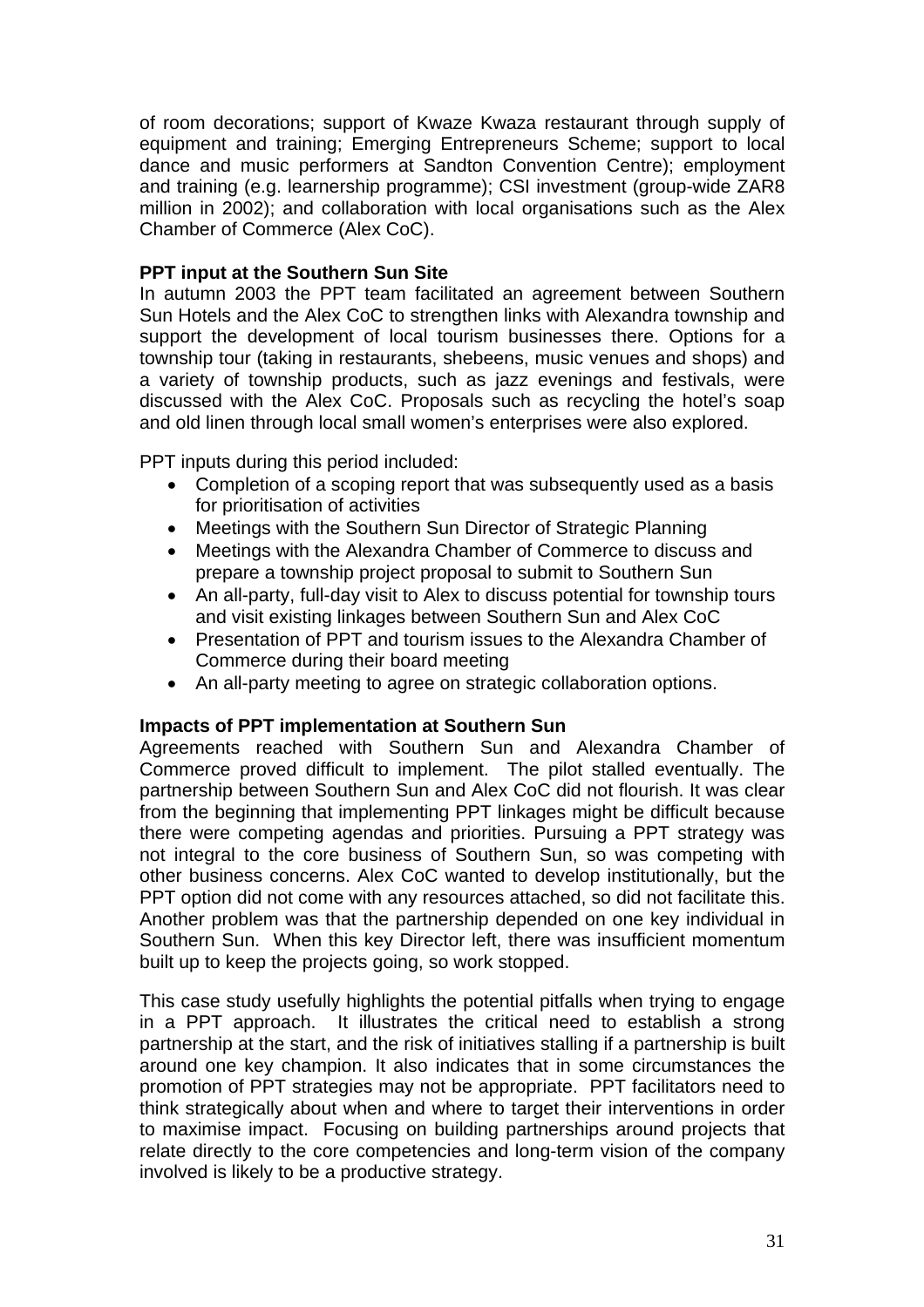of room decorations; support of Kwaze Kwaza restaurant through supply of equipment and training; Emerging Entrepreneurs Scheme; support to local dance and music performers at Sandton Convention Centre); employment and training (e.g. learnership programme); CSI investment (group-wide ZAR8 million in 2002); and collaboration with local organisations such as the Alex Chamber of Commerce (Alex CoC).

**PPT input at the Southern Sun Site**

In autumn 2003 the PPT team facilitated an agreement between Southern Sun Hotels and the Alex CoC to strengthen links with Alexandra township and support the development of local tourism businesses there. Options for a township tour (taking in restaurants, shebeens, music venues and shops) and a variety of township products, such as jazz evenings and festivals, were discussed with the Alex CoC. Proposals such as recycling the hotel's soap and old linen through local small women's enterprises were also explored.

PPT inputs during this period included:

- Completion of a scoping report that was subsequently used as a basis for prioritisation of activities
- Meetings with the Southern Sun Director of Strategic Planning
- Meetings with the Alexandra Chamber of Commerce to discuss and prepare a township project proposal to submit to Southern Sun
- An all-party, full-day visit to Alex to discuss potential for township tours and visit existing linkages between Southern Sun and Alex CoC
- Presentation of PPT and tourism issues to the Alexandra Chamber of Commerce during their board meeting
- An all-party meeting to agree on strategic collaboration options.

**Impacts of PPT implementation at Southern Sun**

Agreements reached with Southern Sun and Alexandra Chamber of Commerce proved difficult to implement. The pilot stalled eventually. The partnership between Southern Sun and Alex CoC did not flourish. It was clear from the beginning that implementing PPT linkages might be difficult because there were competing agendas and priorities. Pursuing a PPT strategy was not integral to the core business of Southern Sun, so was competing with other business concerns. Alex CoC wanted to develop institutionally, but the PPT option did not come with any resources attached, so did not facilitate this. Another problem was that the partnership depended on one key individual in Southern Sun. When this key Director left, there was insufficient momentum built up to keep the projects going, so work stopped.

This case study usefully highlights the potential pitfalls when trying to engage in a PPT approach. It illustrates the critical need to establish a strong partnership at the start, and the risk of initiatives stalling if a partnership is built around one key champion. It also indicates that in some circumstances the promotion of PPT strategies may not be appropriate. PPT facilitators need to think strategically about when and where to target their interventions in order to maximise impact. Focusing on building partnerships around projects that relate directly to the core competencies and long-term vision of the company involved is likely to be a productive strategy.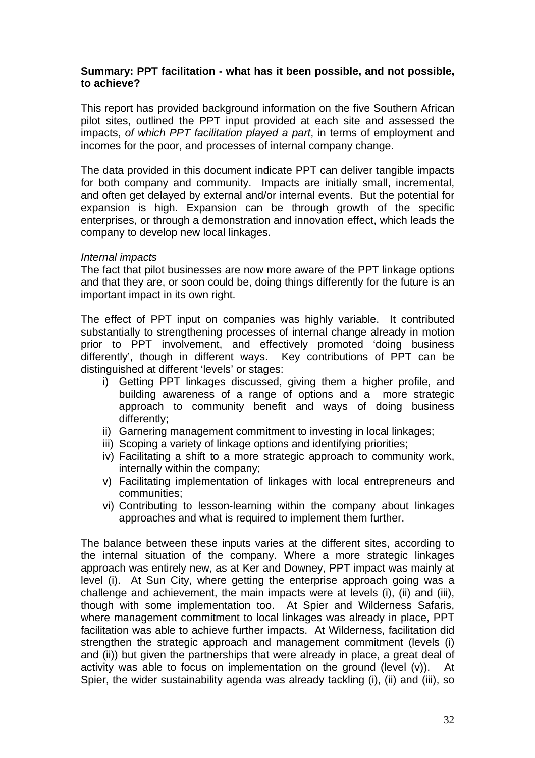**Summary: PPT facilitation - what has it been possible, and not possible, to achieve?**

This report has provided background information on the five Southern African pilot sites, outlined the PPT input provided at each site and assessed the impacts, *of which PPT facilitation played a part*, in terms of employment and incomes for the poor, and processes of internal company change.

The data provided in this document indicate PPT can deliver tangible impacts for both company and community. Impacts are initially small, incremental, and often get delayed by external and/or internal events. But the potential for expansion is high. Expansion can be through growth of the specific enterprises, or through a demonstration and innovation effect, which leads the company to develop new local linkages.

*Internal impacts*

The fact that pilot businesses are now more aware of the PPT linkage options and that they are, or soon could be, doing things differently for the future is an important impact in its own right.

The effect of PPT input on companies was highly variable. It contributed substantially to strengthening processes of internal change already in motion prior to PPT involvement, and effectively promoted 'doing business differently', though in different ways. Key contributions of PPT can be distinguished at different 'levels' or stages:

i) Getting PPT linkages discussed, giving them a higher profile, and building awareness of a range of options and a more strategic approach to community benefit and ways of doing business differently;
ii) Garnering management commitment to investing in local linkages;
iii) Scoping a variety of linkage options and identifying priorities;
iv) Facilitating a shift to a more strategic approach to community work, internally within the company;
v) Facilitating implementation of linkages with local entrepreneurs and communities;
vi) Contributing to lesson-learning within the company about linkages approaches and what is required to implement them further.

The balance between these inputs varies at the different sites, according to the internal situation of the company. Where a more strategic linkages approach was entirely new, as at Ker and Downey, PPT impact was mainly at level (i). At Sun City, where getting the enterprise approach going was a challenge and achievement, the main impacts were at levels (i), (ii) and (iii), though with some implementation too. At Spier and Wilderness Safaris, where management commitment to local linkages was already in place, PPT facilitation was able to achieve further impacts. At Wilderness, facilitation did strengthen the strategic approach and management commitment (levels (i) and (ii)) but given the partnerships that were already in place, a great deal of activity was able to focus on implementation on the ground (level (v)). At Spier, the wider sustainability agenda was already tackling (i), (ii) and (iii), so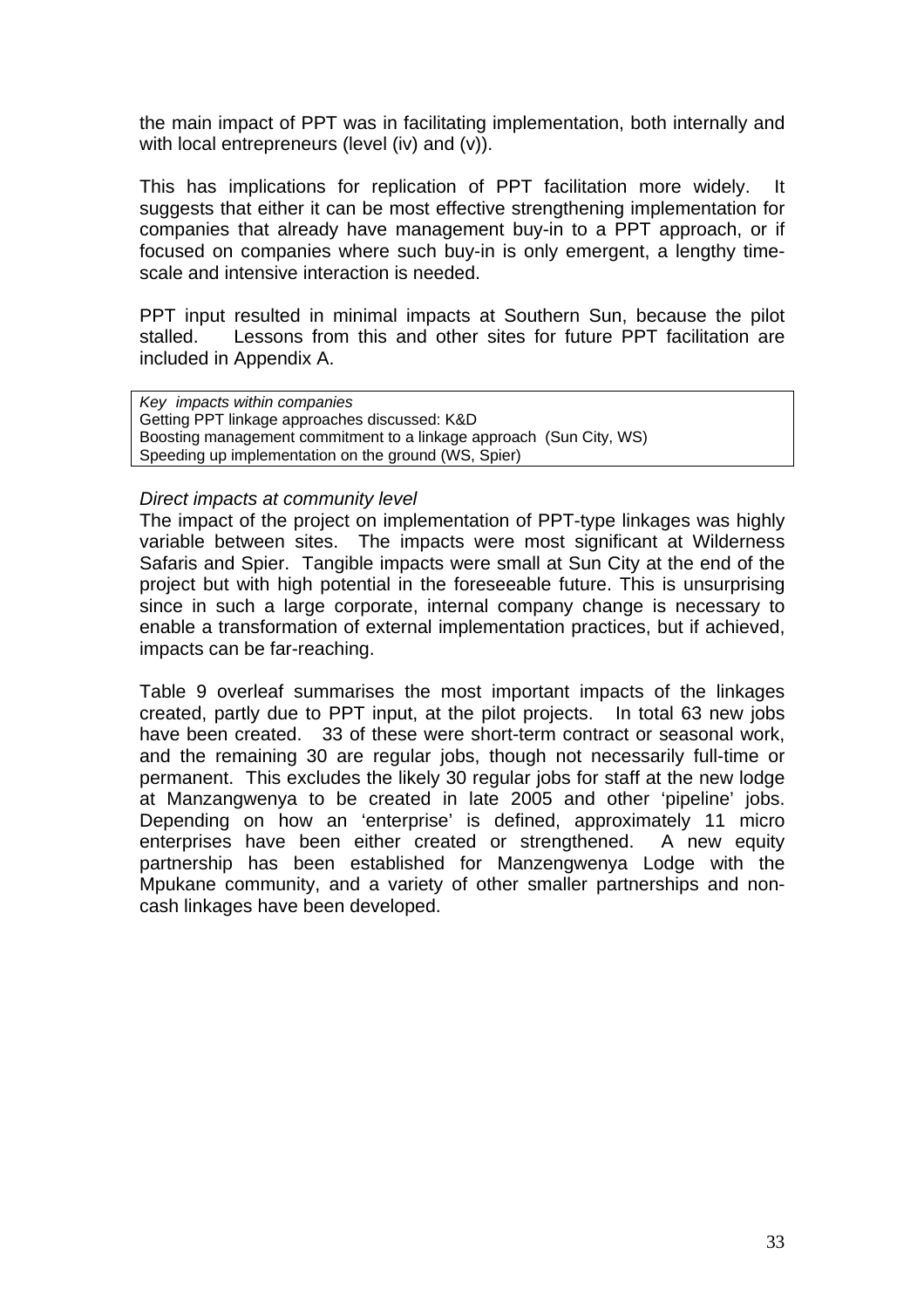the main impact of PPT was in facilitating implementation, both internally and with local entrepreneurs (level (iv) and (v)).

This has implications for replication of PPT facilitation more widely. It suggests that either it can be most effective strengthening implementation for companies that already have management buy-in to a PPT approach, or if focused on companies where such buy-in is only emergent, a lengthy time-scale and intensive interaction is needed.

PPT input resulted in minimal impacts at Southern Sun, because the pilot stalled. Lessons from this and other sites for future PPT facilitation are included in Appendix A.

| *Key impacts within companies* |
|---|
| Getting PPT linkage approaches discussed: K&D |
| Boosting management commitment to a linkage approach (Sun City, WS) |
| Speeding up implementation on the ground (WS, Spier) |

*Direct impacts at community level*

The impact of the project on implementation of PPT-type linkages was highly variable between sites. The impacts were most significant at Wilderness Safaris and Spier. Tangible impacts were small at Sun City at the end of the project but with high potential in the foreseeable future. This is unsurprising since in such a large corporate, internal company change is necessary to enable a transformation of external implementation practices, but if achieved, impacts can be far-reaching.

Table 9 overleaf summarises the most important impacts of the linkages created, partly due to PPT input, at the pilot projects. In total 63 new jobs have been created. 33 of these were short-term contract or seasonal work, and the remaining 30 are regular jobs, though not necessarily full-time or permanent. This excludes the likely 30 regular jobs for staff at the new lodge at Manzangwenya to be created in late 2005 and other 'pipeline' jobs. Depending on how an 'enterprise' is defined, approximately 11 micro enterprises have been either created or strengthened. A new equity partnership has been established for Manzengwenya Lodge with the Mpukane community, and a variety of other smaller partnerships and non-cash linkages have been developed.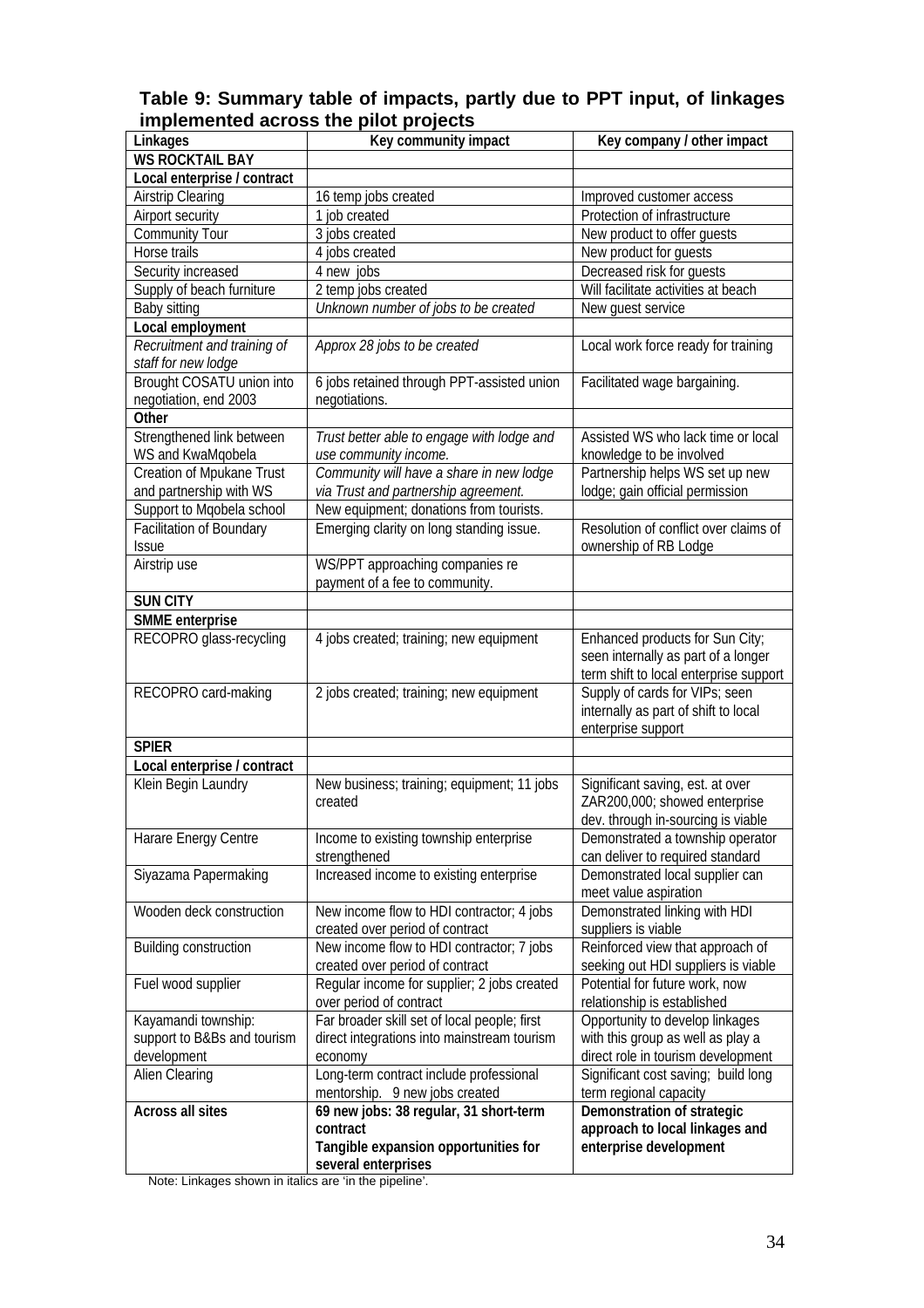**Table 9: Summary table of impacts, partly due to PPT input, of linkages implemented across the pilot projects**

| Linkages | Key community impact | Key company / other impact |
|---|---|---|
| **WS ROCKTAIL BAY** | | |
| **Local enterprise / contract** | | |
| Airstrip Clearing | 16 temp jobs created | Improved customer access |
| Airport security | 1 job created | Protection of infrastructure |
| Community Tour | 3 jobs created | New product to offer guests |
| Horse trails | 4 jobs created | New product for guests |
| Security increased | 4 new jobs | Decreased risk for guests |
| Supply of beach furniture | 2 temp jobs created | Will facilitate activities at beach |
| Baby sitting | *Unknown number of jobs to be created* | New guest service |
| **Local employment** | | |
| *Recruitment and training of staff for new lodge* | *Approx 28 jobs to be created* | Local work force ready for training |
| Brought COSATU union into negotiation, end 2003 | 6 jobs retained through PPT-assisted union negotiations. | Facilitated wage bargaining. |
| **Other** | | |
| Strengthened link between WS and KwaMqobela | *Trust better able to engage with lodge and use community income.* | Assisted WS who lack time or local knowledge to be involved |
| Creation of Mpukane Trust and partnership with WS | *Community will have a share in new lodge via Trust and partnership agreement.* | Partnership helps WS set up new lodge; gain official permission |
| Support to Mqobela school | New equipment; donations from tourists. | |
| Facilitation of Boundary Issue | Emerging clarity on long standing issue. | Resolution of conflict over claims of ownership of RB Lodge |
| Airstrip use | WS/PPT approaching companies re payment of a fee to community. | |
| **SUN CITY** | | |
| **SMME enterprise** | | |
| RECOPRO glass-recycling | 4 jobs created; training; new equipment | Enhanced products for Sun City; seen internally as part of a longer term shift to local enterprise support |
| RECOPRO card-making | 2 jobs created; training; new equipment | Supply of cards for VIPs; seen internally as part of shift to local enterprise support |
| **SPIER** | | |
| **Local enterprise / contract** | | |
| Klein Begin Laundry | New business; training; equipment; 11 jobs created | Significant saving, est. at over ZAR200,000; showed enterprise dev. through in-sourcing is viable |
| Harare Energy Centre | Income to existing township enterprise strengthened | Demonstrated a township operator can deliver to required standard |
| Siyazama Papermaking | Increased income to existing enterprise | Demonstrated local supplier can meet value aspiration |
| Wooden deck construction | New income flow to HDI contractor; 4 jobs created over period of contract | Demonstrated linking with HDI suppliers is viable |
| Building construction | New income flow to HDI contractor; 7 jobs created over period of contract | Reinforced view that approach of seeking out HDI suppliers is viable |
| Fuel wood supplier | Regular income for supplier; 2 jobs created over period of contract | Potential for future work, now relationship is established |
| Kayamandi township: support to B&Bs and tourism development | Far broader skill set of local people; first direct integrations into mainstream tourism economy | Opportunity to develop linkages with this group as well as play a direct role in tourism development |
| Alien Clearing | Long-term contract include professional mentorship. 9 new jobs created | Significant cost saving; build long term regional capacity |
| **Across all sites** | **69 new jobs: 38 regular, 31 short-term contract** **Tangible expansion opportunities for several enterprises** | **Demonstration of strategic approach to local linkages and enterprise development** |

Note: Linkages shown in italics are 'in the pipeline'.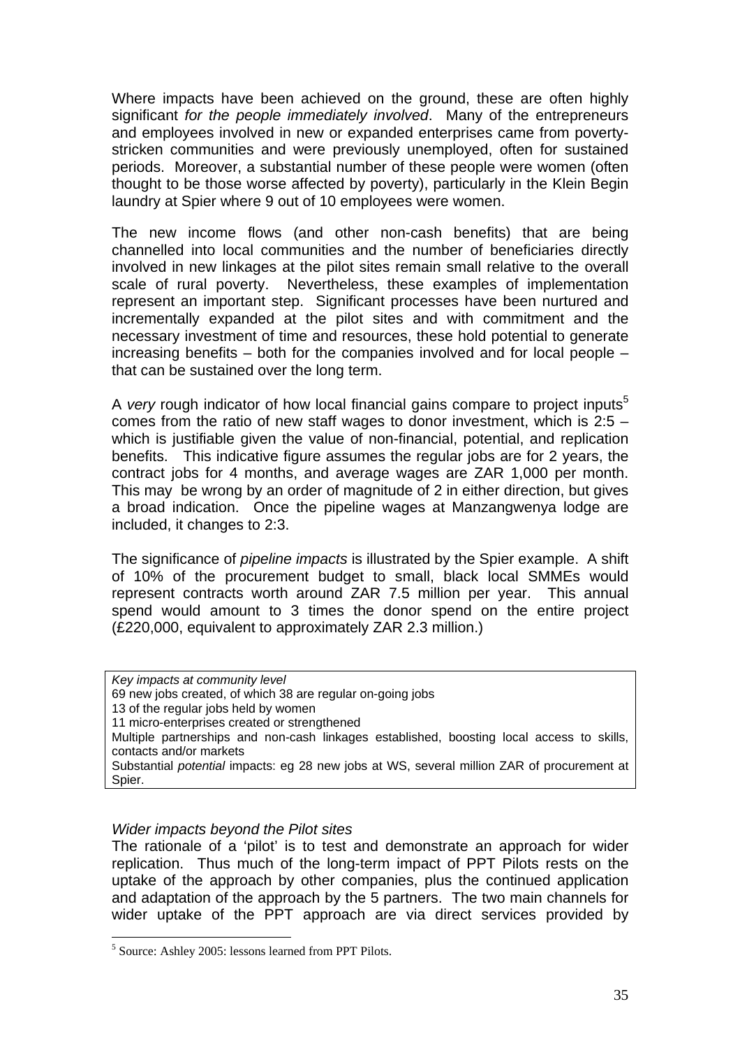Where impacts have been achieved on the ground, these are often highly significant *for the people immediately involved*. Many of the entrepreneurs and employees involved in new or expanded enterprises came from poverty-stricken communities and were previously unemployed, often for sustained periods. Moreover, a substantial number of these people were women (often thought to be those worse affected by poverty), particularly in the Klein Begin laundry at Spier where 9 out of 10 employees were women.

The new income flows (and other non-cash benefits) that are being channelled into local communities and the number of beneficiaries directly involved in new linkages at the pilot sites remain small relative to the overall scale of rural poverty. Nevertheless, these examples of implementation represent an important step. Significant processes have been nurtured and incrementally expanded at the pilot sites and with commitment and the necessary investment of time and resources, these hold potential to generate increasing benefits – both for the companies involved and for local people – that can be sustained over the long term.

A *very* rough indicator of how local financial gains compare to project inputs[5] comes from the ratio of new staff wages to donor investment, which is 2:5 – which is justifiable given the value of non-financial, potential, and replication benefits. This indicative figure assumes the regular jobs are for 2 years, the contract jobs for 4 months, and average wages are ZAR 1,000 per month. This may be wrong by an order of magnitude of 2 in either direction, but gives a broad indication. Once the pipeline wages at Manzangwenya lodge are included, it changes to 2:3.

The significance of *pipeline impacts* is illustrated by the Spier example. A shift of 10% of the procurement budget to small, black local SMMEs would represent contracts worth around ZAR 7.5 million per year. This annual spend would amount to 3 times the donor spend on the entire project (£220,000, equivalent to approximately ZAR 2.3 million.)

> *Key impacts at community level*
> 69 new jobs created, of which 38 are regular on-going jobs
> 13 of the regular jobs held by women
> 11 micro-enterprises created or strengthened
> Multiple partnerships and non-cash linkages established, boosting local access to skills, contacts and/or markets
> Substantial *potential* impacts: eg 28 new jobs at WS, several million ZAR of procurement at Spier.

*Wider impacts beyond the Pilot sites*

The rationale of a 'pilot' is to test and demonstrate an approach for wider replication. Thus much of the long-term impact of PPT Pilots rests on the uptake of the approach by other companies, plus the continued application and adaptation of the approach by the 5 partners. The two main channels for wider uptake of the PPT approach are via direct services provided by

[5] Source: Ashley 2005: lessons learned from PPT Pilots.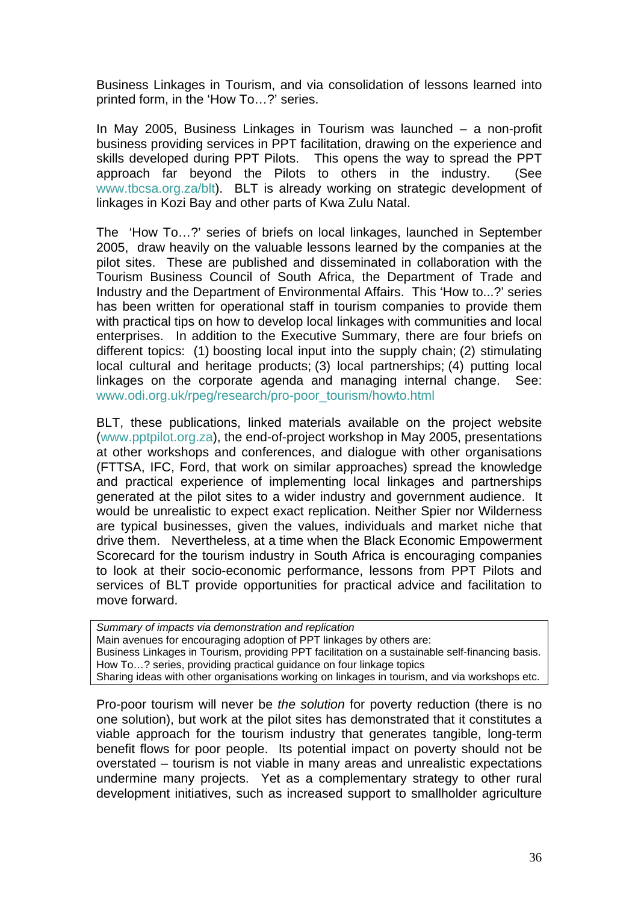Business Linkages in Tourism, and via consolidation of lessons learned into printed form, in the 'How To…?' series.

In May 2005, Business Linkages in Tourism was launched – a non-profit business providing services in PPT facilitation, drawing on the experience and skills developed during PPT Pilots. This opens the way to spread the PPT approach far beyond the Pilots to others in the industry. (See www.tbcsa.org.za/blt). BLT is already working on strategic development of linkages in Kozi Bay and other parts of Kwa Zulu Natal.

The 'How To…?' series of briefs on local linkages, launched in September 2005, draw heavily on the valuable lessons learned by the companies at the pilot sites. These are published and disseminated in collaboration with the Tourism Business Council of South Africa, the Department of Trade and Industry and the Department of Environmental Affairs. This 'How to...?' series has been written for operational staff in tourism companies to provide them with practical tips on how to develop local linkages with communities and local enterprises. In addition to the Executive Summary, there are four briefs on different topics: (1) boosting local input into the supply chain; (2) stimulating local cultural and heritage products; (3) local partnerships; (4) putting local linkages on the corporate agenda and managing internal change. See: www.odi.org.uk/rpeg/research/pro-poor_tourism/howto.html

BLT, these publications, linked materials available on the project website (www.pptpilot.org.za), the end-of-project workshop in May 2005, presentations at other workshops and conferences, and dialogue with other organisations (FTTSA, IFC, Ford, that work on similar approaches) spread the knowledge and practical experience of implementing local linkages and partnerships generated at the pilot sites to a wider industry and government audience. It would be unrealistic to expect exact replication. Neither Spier nor Wilderness are typical businesses, given the values, individuals and market niche that drive them. Nevertheless, at a time when the Black Economic Empowerment Scorecard for the tourism industry in South Africa is encouraging companies to look at their socio-economic performance, lessons from PPT Pilots and services of BLT provide opportunities for practical advice and facilitation to move forward.

| *Summary of impacts via demonstration and replication* |
| --- |
| Main avenues for encouraging adoption of PPT linkages by others are: |
| Business Linkages in Tourism, providing PPT facilitation on a sustainable self-financing basis. |
| How To…? series, providing practical guidance on four linkage topics |
| Sharing ideas with other organisations working on linkages in tourism, and via workshops etc. |

Pro-poor tourism will never be *the solution* for poverty reduction (there is no one solution), but work at the pilot sites has demonstrated that it constitutes a viable approach for the tourism industry that generates tangible, long-term benefit flows for poor people. Its potential impact on poverty should not be overstated – tourism is not viable in many areas and unrealistic expectations undermine many projects. Yet as a complementary strategy to other rural development initiatives, such as increased support to smallholder agriculture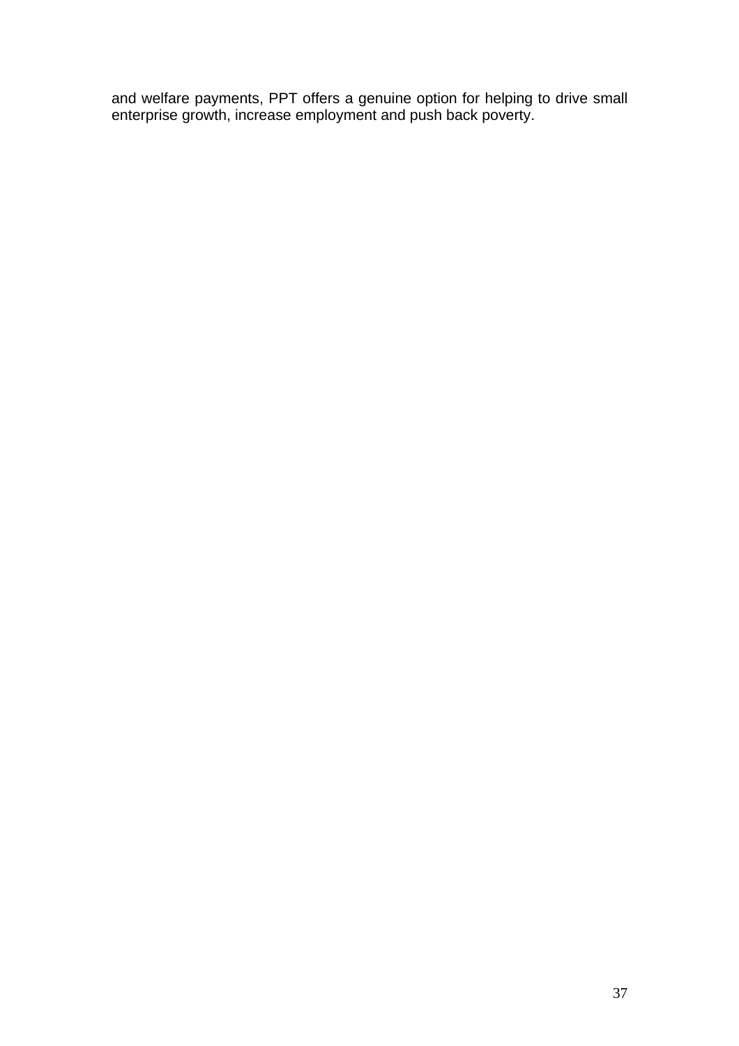and welfare payments, PPT offers a genuine option for helping to drive small enterprise growth, increase employment and push back poverty.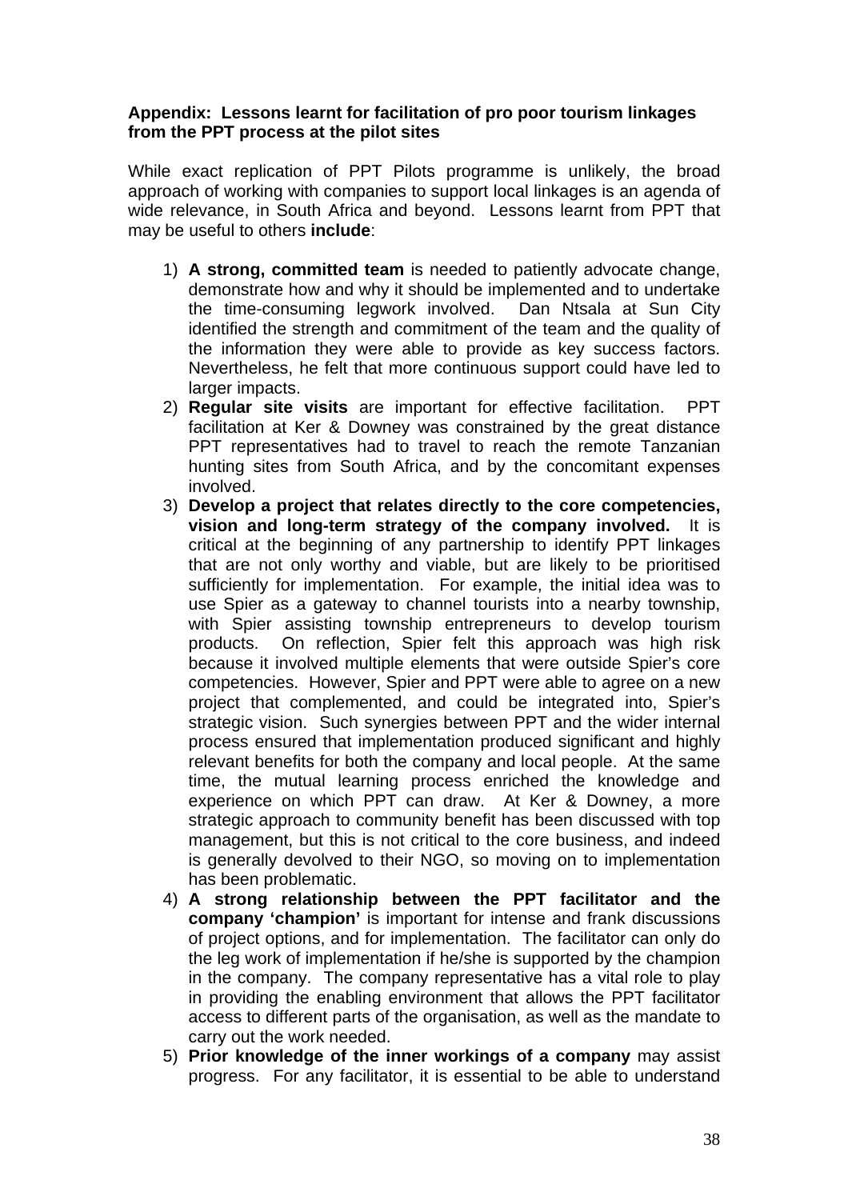**Appendix: Lessons learnt for facilitation of pro poor tourism linkages from the PPT process at the pilot sites**

While exact replication of PPT Pilots programme is unlikely, the broad approach of working with companies to support local linkages is an agenda of wide relevance, in South Africa and beyond. Lessons learnt from PPT that may be useful to others **include**:

1) **A strong, committed team** is needed to patiently advocate change, demonstrate how and why it should be implemented and to undertake the time-consuming legwork involved. Dan Ntsala at Sun City identified the strength and commitment of the team and the quality of the information they were able to provide as key success factors. Nevertheless, he felt that more continuous support could have led to larger impacts.
2) **Regular site visits** are important for effective facilitation. PPT facilitation at Ker & Downey was constrained by the great distance PPT representatives had to travel to reach the remote Tanzanian hunting sites from South Africa, and by the concomitant expenses involved.
3) **Develop a project that relates directly to the core competencies, vision and long-term strategy of the company involved.** It is critical at the beginning of any partnership to identify PPT linkages that are not only worthy and viable, but are likely to be prioritised sufficiently for implementation. For example, the initial idea was to use Spier as a gateway to channel tourists into a nearby township, with Spier assisting township entrepreneurs to develop tourism products. On reflection, Spier felt this approach was high risk because it involved multiple elements that were outside Spier's core competencies. However, Spier and PPT were able to agree on a new project that complemented, and could be integrated into, Spier's strategic vision. Such synergies between PPT and the wider internal process ensured that implementation produced significant and highly relevant benefits for both the company and local people. At the same time, the mutual learning process enriched the knowledge and experience on which PPT can draw. At Ker & Downey, a more strategic approach to community benefit has been discussed with top management, but this is not critical to the core business, and indeed is generally devolved to their NGO, so moving on to implementation has been problematic.
4) **A strong relationship between the PPT facilitator and the company 'champion'** is important for intense and frank discussions of project options, and for implementation. The facilitator can only do the leg work of implementation if he/she is supported by the champion in the company. The company representative has a vital role to play in providing the enabling environment that allows the PPT facilitator access to different parts of the organisation, as well as the mandate to carry out the work needed.
5) **Prior knowledge of the inner workings of a company** may assist progress. For any facilitator, it is essential to be able to understand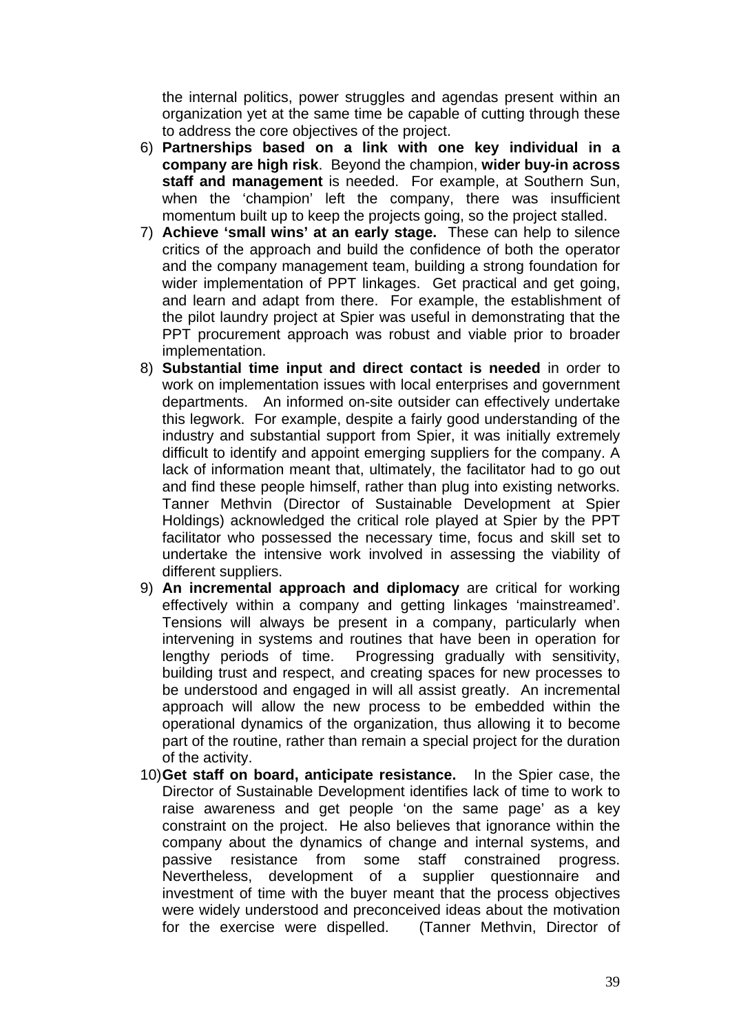the internal politics, power struggles and agendas present within an organization yet at the same time be capable of cutting through these to address the core objectives of the project.

6) **Partnerships based on a link with one key individual in a company are high risk**. Beyond the champion, **wider buy-in across staff and management** is needed. For example, at Southern Sun, when the 'champion' left the company, there was insufficient momentum built up to keep the projects going, so the project stalled.
7) **Achieve 'small wins' at an early stage.** These can help to silence critics of the approach and build the confidence of both the operator and the company management team, building a strong foundation for wider implementation of PPT linkages. Get practical and get going, and learn and adapt from there. For example, the establishment of the pilot laundry project at Spier was useful in demonstrating that the PPT procurement approach was robust and viable prior to broader implementation.
8) **Substantial time input and direct contact is needed** in order to work on implementation issues with local enterprises and government departments. An informed on-site outsider can effectively undertake this legwork. For example, despite a fairly good understanding of the industry and substantial support from Spier, it was initially extremely difficult to identify and appoint emerging suppliers for the company. A lack of information meant that, ultimately, the facilitator had to go out and find these people himself, rather than plug into existing networks. Tanner Methvin (Director of Sustainable Development at Spier Holdings) acknowledged the critical role played at Spier by the PPT facilitator who possessed the necessary time, focus and skill set to undertake the intensive work involved in assessing the viability of different suppliers.
9) **An incremental approach and diplomacy** are critical for working effectively within a company and getting linkages 'mainstreamed'. Tensions will always be present in a company, particularly when intervening in systems and routines that have been in operation for lengthy periods of time. Progressing gradually with sensitivity, building trust and respect, and creating spaces for new processes to be understood and engaged in will all assist greatly. An incremental approach will allow the new process to be embedded within the operational dynamics of the organization, thus allowing it to become part of the routine, rather than remain a special project for the duration of the activity.
10) **Get staff on board, anticipate resistance.** In the Spier case, the Director of Sustainable Development identifies lack of time to work to raise awareness and get people 'on the same page' as a key constraint on the project. He also believes that ignorance within the company about the dynamics of change and internal systems, and passive resistance from some staff constrained progress. Nevertheless, development of a supplier questionnaire and investment of time with the buyer meant that the process objectives were widely understood and preconceived ideas about the motivation for the exercise were dispelled. (Tanner Methvin, Director of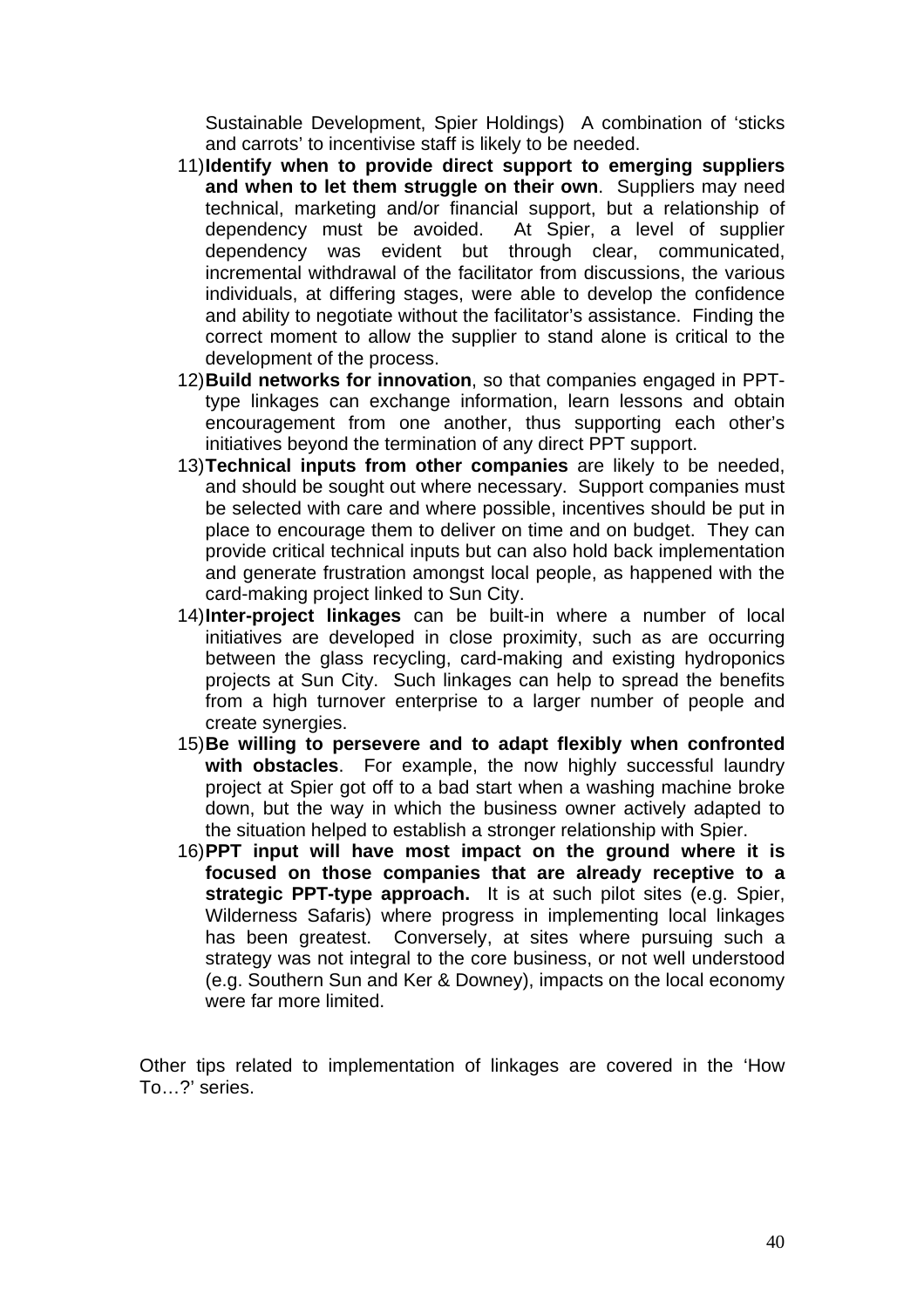Sustainable Development, Spier Holdings) A combination of 'sticks and carrots' to incentivise staff is likely to be needed.

11) **Identify when to provide direct support to emerging suppliers and when to let them struggle on their own**. Suppliers may need technical, marketing and/or financial support, but a relationship of dependency must be avoided. At Spier, a level of supplier dependency was evident but through clear, communicated, incremental withdrawal of the facilitator from discussions, the various individuals, at differing stages, were able to develop the confidence and ability to negotiate without the facilitator's assistance. Finding the correct moment to allow the supplier to stand alone is critical to the development of the process.
12) **Build networks for innovation**, so that companies engaged in PPT-type linkages can exchange information, learn lessons and obtain encouragement from one another, thus supporting each other's initiatives beyond the termination of any direct PPT support.
13) **Technical inputs from other companies** are likely to be needed, and should be sought out where necessary. Support companies must be selected with care and where possible, incentives should be put in place to encourage them to deliver on time and on budget. They can provide critical technical inputs but can also hold back implementation and generate frustration amongst local people, as happened with the card-making project linked to Sun City.
14) **Inter-project linkages** can be built-in where a number of local initiatives are developed in close proximity, such as are occurring between the glass recycling, card-making and existing hydroponics projects at Sun City. Such linkages can help to spread the benefits from a high turnover enterprise to a larger number of people and create synergies.
15) **Be willing to persevere and to adapt flexibly when confronted with obstacles**. For example, the now highly successful laundry project at Spier got off to a bad start when a washing machine broke down, but the way in which the business owner actively adapted to the situation helped to establish a stronger relationship with Spier.
16) **PPT input will have most impact on the ground where it is focused on those companies that are already receptive to a strategic PPT-type approach.** It is at such pilot sites (e.g. Spier, Wilderness Safaris) where progress in implementing local linkages has been greatest. Conversely, at sites where pursuing such a strategy was not integral to the core business, or not well understood (e.g. Southern Sun and Ker & Downey), impacts on the local economy were far more limited.

Other tips related to implementation of linkages are covered in the 'How To…?' series.